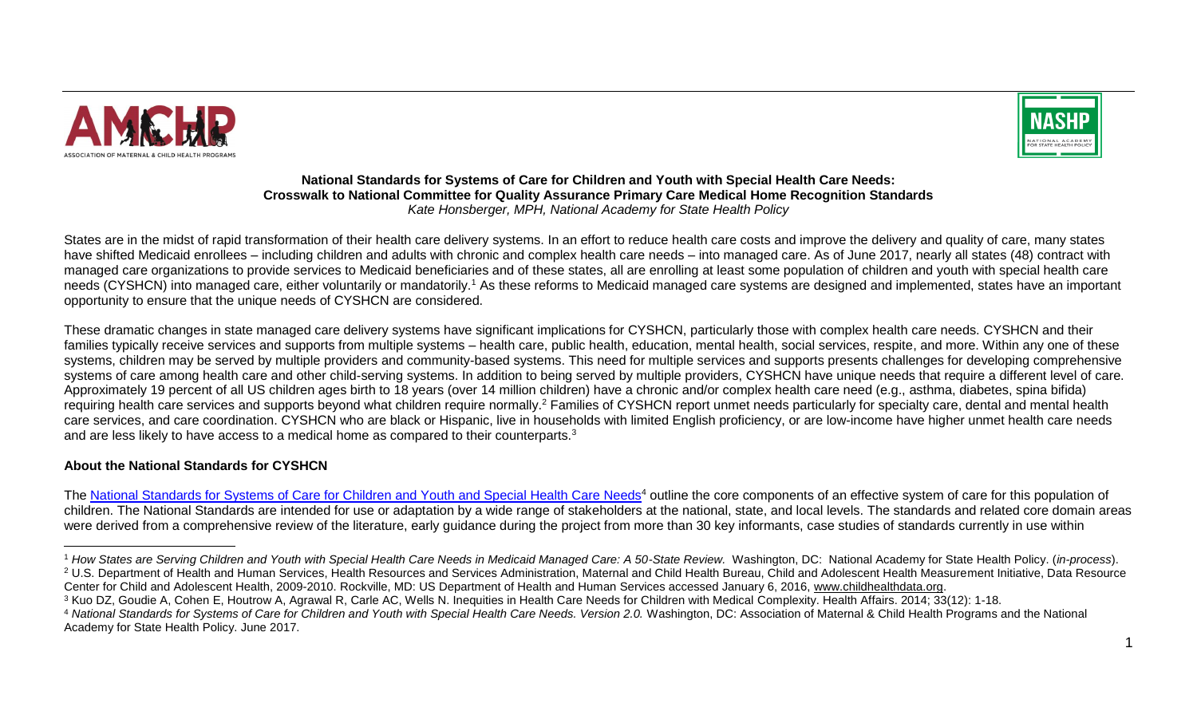**National Standards for Systems of Care for Children and Youth with Special Health Care Needs: Crosswalk to National Committee for Quality Assurance Primary Care Medical Home Recognition Standards**

*Kate Honsberger, MPH, National Academy for State Health Policy*

States are in the midst of rapid transformation of their health care delivery systems. In an effort to reduce health care costs and improve the delivery and quality of care, many states have shifted Medicaid enrollees – including children and adults with chronic and complex health care needs – into managed care. As of June 2017, nearly all states (48) contract with managed care organizations to provide services to Medicaid beneficiaries and of these states, all are enrolling at least some population of children and youth with special health care needs (CYSHCN) into managed care, either voluntarily or mandatorily.[1] As these reforms to Medicaid managed care systems are designed and implemented, states have an important opportunity to ensure that the unique needs of CYSHCN are considered.

These dramatic changes in state managed care delivery systems have significant implications for CYSHCN, particularly those with complex health care needs. CYSHCN and their families typically receive services and supports from multiple systems – health care, public health, education, mental health, social services, respite, and more. Within any one of these systems, children may be served by multiple providers and community-based systems. This need for multiple services and supports presents challenges for developing comprehensive systems of care among health care and other child-serving systems. In addition to being served by multiple providers, CYSHCN have unique needs that require a different level of care. Approximately 19 percent of all US children ages birth to 18 years (over 14 million children) have a chronic and/or complex health care need (e.g., asthma, diabetes, spina bifida) requiring health care services and supports beyond what children require normally.[2] Families of CYSHCN report unmet needs particularly for specialty care, dental and mental health care services, and care coordination. CYSHCN who are black or Hispanic, live in households with limited English proficiency, or are low-income have higher unmet health care needs and are less likely to have access to a medical home as compared to their counterparts.[3]

**About the National Standards for CYSHCN**

The National Standards for Systems of Care for Children and Youth and Special Health Care Needs[4] outline the core components of an effective system of care for this population of children. The National Standards are intended for use or adaptation by a wide range of stakeholders at the national, state, and local levels. The standards and related core domain areas were derived from a comprehensive review of the literature, early guidance during the project from more than 30 key informants, case studies of standards currently in use within

---

[1] *How States are Serving Children and Youth with Special Health Care Needs in Medicaid Managed Care: A 50-State Review.* Washington, DC: National Academy for State Health Policy. (*in-process*).

[2] U.S. Department of Health and Human Services, Health Resources and Services Administration, Maternal and Child Health Bureau, Child and Adolescent Health Measurement Initiative, Data Resource Center for Child and Adolescent Health, 2009-2010. Rockville, MD: US Department of Health and Human Services accessed January 6, 2016, www.childhealthdata.org.

[3] Kuo DZ, Goudie A, Cohen E, Houtrow A, Agrawal R, Carle AC, Wells N. Inequities in Health Care Needs for Children with Medical Complexity. Health Affairs. 2014; 33(12): 1-18.

[4] *National Standards for Systems of Care for Children and Youth with Special Health Care Needs. Version 2.0.* Washington, DC: Association of Maternal & Child Health Programs and the National Academy for State Health Policy. June 2017.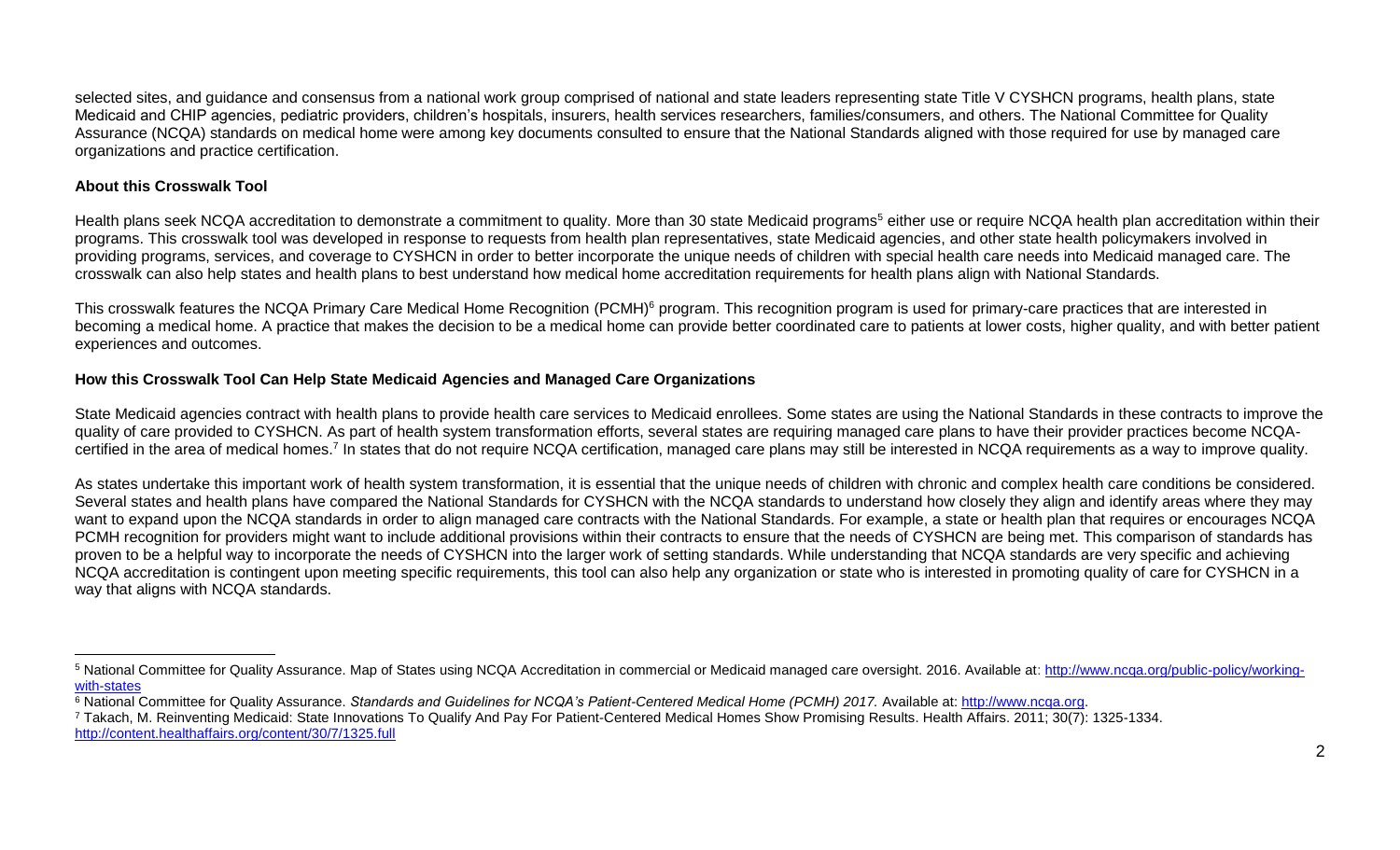selected sites, and guidance and consensus from a national work group comprised of national and state leaders representing state Title V CYSHCN programs, health plans, state Medicaid and CHIP agencies, pediatric providers, children's hospitals, insurers, health services researchers, families/consumers, and others. The National Committee for Quality Assurance (NCQA) standards on medical home were among key documents consulted to ensure that the National Standards aligned with those required for use by managed care organizations and practice certification.

**About this Crosswalk Tool**

Health plans seek NCQA accreditation to demonstrate a commitment to quality. More than 30 state Medicaid programs[5] either use or require NCQA health plan accreditation within their programs. This crosswalk tool was developed in response to requests from health plan representatives, state Medicaid agencies, and other state health policymakers involved in providing programs, services, and coverage to CYSHCN in order to better incorporate the unique needs of children with special health care needs into Medicaid managed care. The crosswalk can also help states and health plans to best understand how medical home accreditation requirements for health plans align with National Standards.

This crosswalk features the NCQA Primary Care Medical Home Recognition (PCMH)[6] program. This recognition program is used for primary-care practices that are interested in becoming a medical home. A practice that makes the decision to be a medical home can provide better coordinated care to patients at lower costs, higher quality, and with better patient experiences and outcomes.

**How this Crosswalk Tool Can Help State Medicaid Agencies and Managed Care Organizations**

State Medicaid agencies contract with health plans to provide health care services to Medicaid enrollees. Some states are using the National Standards in these contracts to improve the quality of care provided to CYSHCN. As part of health system transformation efforts, several states are requiring managed care plans to have their provider practices become NCQA-certified in the area of medical homes.[7] In states that do not require NCQA certification, managed care plans may still be interested in NCQA requirements as a way to improve quality.

As states undertake this important work of health system transformation, it is essential that the unique needs of children with chronic and complex health care conditions be considered. Several states and health plans have compared the National Standards for CYSHCN with the NCQA standards to understand how closely they align and identify areas where they may want to expand upon the NCQA standards in order to align managed care contracts with the National Standards. For example, a state or health plan that requires or encourages NCQA PCMH recognition for providers might want to include additional provisions within their contracts to ensure that the needs of CYSHCN are being met. This comparison of standards has proven to be a helpful way to incorporate the needs of CYSHCN into the larger work of setting standards. While understanding that NCQA standards are very specific and achieving NCQA accreditation is contingent upon meeting specific requirements, this tool can also help any organization or state who is interested in promoting quality of care for CYSHCN in a way that aligns with NCQA standards.

---

[5] National Committee for Quality Assurance. Map of States using NCQA Accreditation in commercial or Medicaid managed care oversight. 2016. Available at: http://www.ncqa.org/public-policy/working-with-states

[6] National Committee for Quality Assurance. *Standards and Guidelines for NCQA's Patient-Centered Medical Home (PCMH) 2017.* Available at: http://www.ncqa.org.

[7] Takach, M. Reinventing Medicaid: State Innovations To Qualify And Pay For Patient-Centered Medical Homes Show Promising Results. Health Affairs. 2011; 30(7): 1325-1334. http://content.healthaffairs.org/content/30/7/1325.full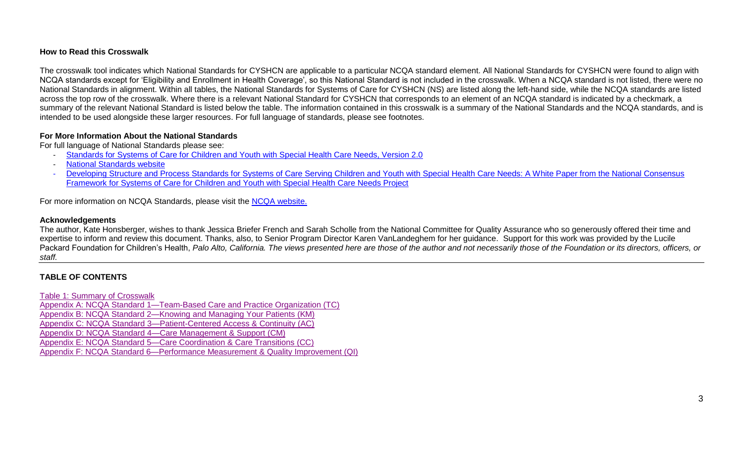### How to Read this Crosswalk

The crosswalk tool indicates which National Standards for CYSHCN are applicable to a particular NCQA standard element. All National Standards for CYSHCN were found to align with NCQA standards except for 'Eligibility and Enrollment in Health Coverage', so this National Standard is not included in the crosswalk. When a NCQA standard is not listed, there were no National Standards in alignment. Within all tables, the National Standards for Systems of Care for CYSHCN (NS) are listed along the left-hand side, while the NCQA standards are listed across the top row of the crosswalk. Where there is a relevant National Standard for CYSHCN that corresponds to an element of an NCQA standard is indicated by a checkmark, a summary of the relevant National Standard is listed below the table. The information contained in this crosswalk is a summary of the National Standards and the NCQA standards, and is intended to be used alongside these larger resources. For full language of standards, please see footnotes.

### For More Information About the National Standards

For full language of National Standards please see:

- Standards for Systems of Care for Children and Youth with Special Health Care Needs, Version 2.0
- National Standards website
- Developing Structure and Process Standards for Systems of Care Serving Children and Youth with Special Health Care Needs: A White Paper from the National Consensus Framework for Systems of Care for Children and Youth with Special Health Care Needs Project

For more information on NCQA Standards, please visit the NCQA website.

### Acknowledgements

The author, Kate Honsberger, wishes to thank Jessica Briefer French and Sarah Scholle from the National Committee for Quality Assurance who so generously offered their time and expertise to inform and review this document. Thanks, also, to Senior Program Director Karen VanLandeghem for her guidance. Support for this work was provided by the Lucile Packard Foundation for Children's Health, *Palo Alto, California. The views presented here are those of the author and not necessarily those of the Foundation or its directors, officers, or staff.*

### TABLE OF CONTENTS

Table 1: Summary of Crosswalk
Appendix A: NCQA Standard 1—Team-Based Care and Practice Organization (TC)
Appendix B: NCQA Standard 2—Knowing and Managing Your Patients (KM)
Appendix C: NCQA Standard 3—Patient-Centered Access & Continuity (AC)
Appendix D: NCQA Standard 4—Care Management & Support (CM)
Appendix E: NCQA Standard 5—Care Coordination & Care Transitions (CC)
Appendix F: NCQA Standard 6—Performance Measurement & Quality Improvement (QI)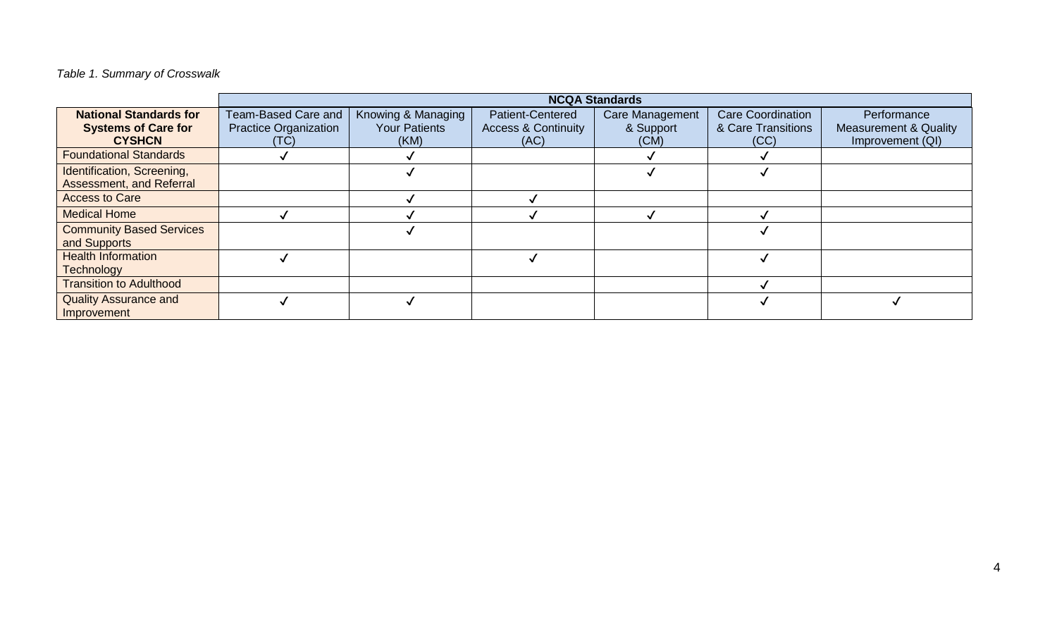*Table 1. Summary of Crosswalk*

| | NCQA Standards | | | | | |
|---|---|---|---|---|---|---|
| **National Standards for Systems of Care for CYSHCN** | Team-Based Care and Practice Organization (TC) | Knowing & Managing Your Patients (KM) | Patient-Centered Access & Continuity (AC) | Care Management & Support (CM) | Care Coordination & Care Transitions (CC) | Performance Measurement & Quality Improvement (QI) |
| Foundational Standards | ✓ | ✓ | | ✓ | ✓ | |
| Identification, Screening, Assessment, and Referral | | ✓ | | ✓ | ✓ | |
| Access to Care | | ✓ | ✓ | | | |
| Medical Home | ✓ | ✓ | ✓ | ✓ | ✓ | |
| Community Based Services and Supports | | ✓ | | | ✓ | |
| Health Information Technology | ✓ | | ✓ | | ✓ | |
| Transition to Adulthood | | | | | ✓ | |
| Quality Assurance and Improvement | ✓ | ✓ | | | ✓ | ✓ |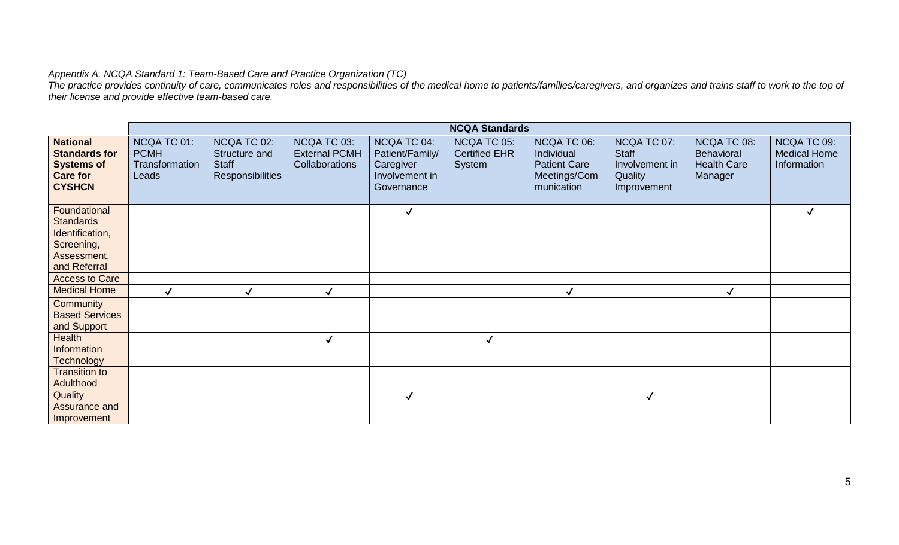*Appendix A. NCQA Standard 1: Team-Based Care and Practice Organization (TC)*
*The practice provides continuity of care, communicates roles and responsibilities of the medical home to patients/families/caregivers, and organizes and trains staff to work to the top of their license and provide effective team-based care.*

| | NCQA Standards | | | | | | | | |
|---|---|---|---|---|---|---|---|---|---|
| **National Standards for Systems of Care for CYSHCN** | NCQA TC 01: PCMH Transformation Leads | NCQA TC 02: Structure and Staff Responsibilities | NCQA TC 03: External PCMH Collaborations | NCQA TC 04: Patient/Family/ Caregiver Involvement in Governance | NCQA TC 05: Certified EHR System | NCQA TC 06: Individual Patient Care Meetings/Communication | NCQA TC 07: Staff Involvement in Quality Improvement | NCQA TC 08: Behavioral Health Care Manager | NCQA TC 09: Medical Home Information |
| Foundational Standards | | | | ✓ | | | | | ✓ |
| Identification, Screening, Assessment, and Referral | | | | | | | | | |
| Access to Care | | | | | | | | | |
| Medical Home | ✓ | ✓ | ✓ | | | ✓ | | ✓ | |
| Community Based Services and Support | | | | | | | | | |
| Health Information Technology | | | ✓ | | ✓ | | | | |
| Transition to Adulthood | | | | | | | | | |
| Quality Assurance and Improvement | | | | ✓ | | | ✓ | | |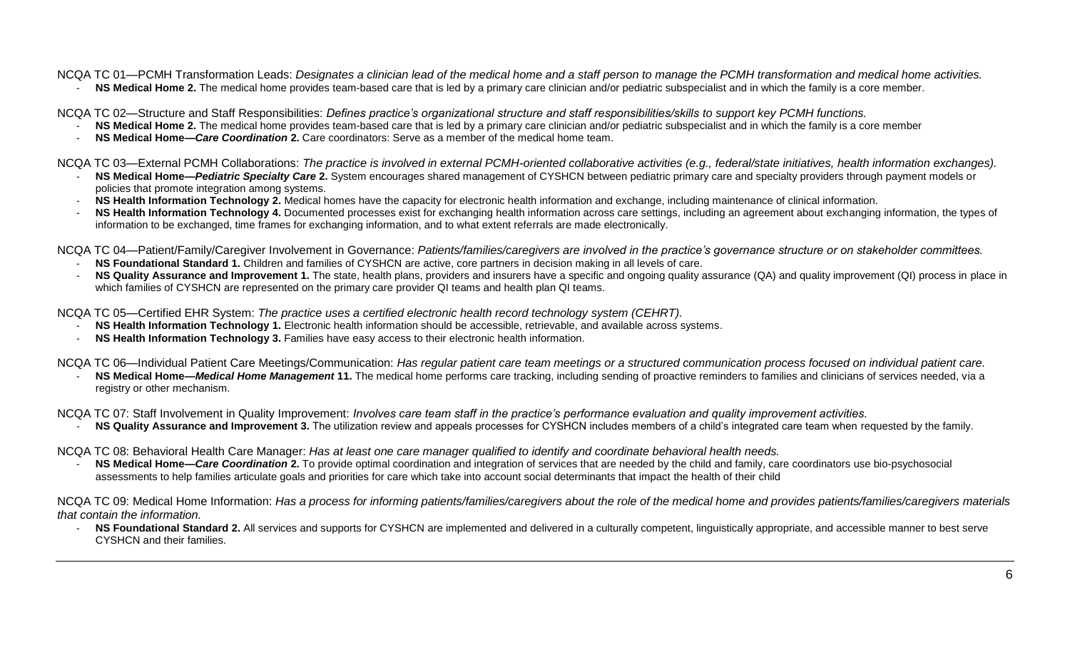NCQA TC 01—PCMH Transformation Leads: *Designates a clinician lead of the medical home and a staff person to manage the PCMH transformation and medical home activities.*

- **NS Medical Home 2.** The medical home provides team-based care that is led by a primary care clinician and/or pediatric subspecialist and in which the family is a core member.

NCQA TC 02—Structure and Staff Responsibilities: *Defines practice's organizational structure and staff responsibilities/skills to support key PCMH functions.*

- **NS Medical Home 2.** The medical home provides team-based care that is led by a primary care clinician and/or pediatric subspecialist and in which the family is a core member
- **NS Medical Home—*Care Coordination* 2.** Care coordinators: Serve as a member of the medical home team.

NCQA TC 03—External PCMH Collaborations: *The practice is involved in external PCMH-oriented collaborative activities (e.g., federal/state initiatives, health information exchanges).*

- **NS Medical Home—*Pediatric Specialty Care* 2.** System encourages shared management of CYSHCN between pediatric primary care and specialty providers through payment models or policies that promote integration among systems.
- **NS Health Information Technology 2.** Medical homes have the capacity for electronic health information and exchange, including maintenance of clinical information.
- **NS Health Information Technology 4.** Documented processes exist for exchanging health information across care settings, including an agreement about exchanging information, the types of information to be exchanged, time frames for exchanging information, and to what extent referrals are made electronically.

NCQA TC 04—Patient/Family/Caregiver Involvement in Governance: *Patients/families/caregivers are involved in the practice's governance structure or on stakeholder committees.*

- **NS Foundational Standard 1.** Children and families of CYSHCN are active, core partners in decision making in all levels of care.
- **NS Quality Assurance and Improvement 1.** The state, health plans, providers and insurers have a specific and ongoing quality assurance (QA) and quality improvement (QI) process in place in which families of CYSHCN are represented on the primary care provider QI teams and health plan QI teams.

NCQA TC 05—Certified EHR System: *The practice uses a certified electronic health record technology system (CEHRT).*

- **NS Health Information Technology 1.** Electronic health information should be accessible, retrievable, and available across systems.
- **NS Health Information Technology 3.** Families have easy access to their electronic health information.

NCQA TC 06—Individual Patient Care Meetings/Communication: *Has regular patient care team meetings or a structured communication process focused on individual patient care.*

- **NS Medical Home—*Medical Home Management* 11.** The medical home performs care tracking, including sending of proactive reminders to families and clinicians of services needed, via a registry or other mechanism.

NCQA TC 07: Staff Involvement in Quality Improvement: *Involves care team staff in the practice's performance evaluation and quality improvement activities.*

- **NS Quality Assurance and Improvement 3.** The utilization review and appeals processes for CYSHCN includes members of a child's integrated care team when requested by the family.

NCQA TC 08: Behavioral Health Care Manager: *Has at least one care manager qualified to identify and coordinate behavioral health needs.*

- **NS Medical Home—*Care Coordination* 2.** To provide optimal coordination and integration of services that are needed by the child and family, care coordinators use bio-psychosocial assessments to help families articulate goals and priorities for care which take into account social determinants that impact the health of their child

NCQA TC 09: Medical Home Information: *Has a process for informing patients/families/caregivers about the role of the medical home and provides patients/families/caregivers materials that contain the information.*

- **NS Foundational Standard 2.** All services and supports for CYSHCN are implemented and delivered in a culturally competent, linguistically appropriate, and accessible manner to best serve CYSHCN and their families.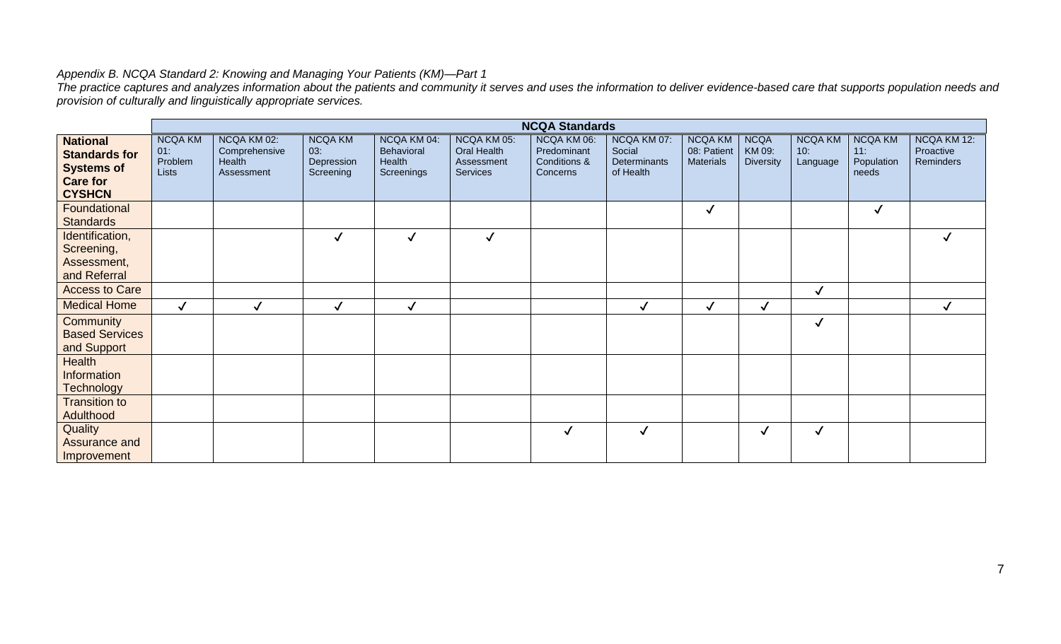*Appendix B. NCQA Standard 2: Knowing and Managing Your Patients (KM)—Part 1*

*The practice captures and analyzes information about the patients and community it serves and uses the information to deliver evidence-based care that supports population needs and provision of culturally and linguistically appropriate services.*

| | NCQA Standards | | | | | | | | | | | |
|---|---|---|---|---|---|---|---|---|---|---|---|---|
| **National Standards for Systems of Care for CYSHCN** | NCQA KM 01: Problem Lists | NCQA KM 02: Comprehensive Health Assessment | NCQA KM 03: Depression Screening | NCQA KM 04: Behavioral Health Screenings | NCQA KM 05: Oral Health Assessment Services | NCQA KM 06: Predominant Conditions & Concerns | NCQA KM 07: Social Determinants of Health | NCQA KM 08: Patient Materials | NCQA KM 09: Diversity | NCQA KM 10: Language | NCQA KM 11: Population needs | NCQA KM 12: Proactive Reminders |
| Foundational Standards | | | | | | | | ✓ | | | ✓ | |
| Identification, Screening, Assessment, and Referral | | | ✓ | ✓ | ✓ | | | | | | | ✓ |
| Access to Care | | | | | | | | | | ✓ | | |
| Medical Home | ✓ | ✓ | ✓ | ✓ | | | ✓ | ✓ | ✓ | | | ✓ |
| Community Based Services and Support | | | | | | | | | | ✓ | | |
| Health Information Technology | | | | | | | | | | | | |
| Transition to Adulthood | | | | | | | | | | | | |
| Quality Assurance and Improvement | | | | | | ✓ | ✓ | | ✓ | ✓ | | |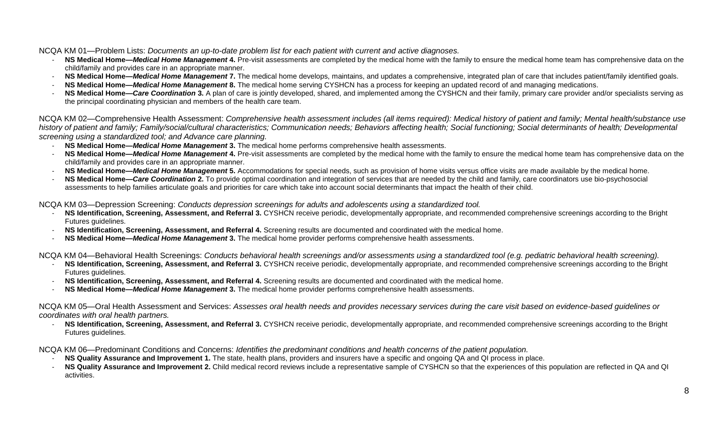NCQA KM 01—Problem Lists: *Documents an up-to-date problem list for each patient with current and active diagnoses.*

- **NS Medical Home—*Medical Home Management* 4.** Pre-visit assessments are completed by the medical home with the family to ensure the medical home team has comprehensive data on the child/family and provides care in an appropriate manner.
- **NS Medical Home—*Medical Home Management* 7.** The medical home develops, maintains, and updates a comprehensive, integrated plan of care that includes patient/family identified goals.
- **NS Medical Home—*Medical Home Management* 8.** The medical home serving CYSHCN has a process for keeping an updated record of and managing medications.
- **NS Medical Home—*Care Coordination* 3.** A plan of care is jointly developed, shared, and implemented among the CYSHCN and their family, primary care provider and/or specialists serving as the principal coordinating physician and members of the health care team.

NCQA KM 02—Comprehensive Health Assessment: *Comprehensive health assessment includes (all items required): Medical history of patient and family; Mental health/substance use history of patient and family; Family/social/cultural characteristics; Communication needs; Behaviors affecting health; Social functioning; Social determinants of health; Developmental screening using a standardized tool; and Advance care planning.*

- **NS Medical Home—*Medical Home Management* 3.** The medical home performs comprehensive health assessments.
- **NS Medical Home—*Medical Home Management* 4.** Pre-visit assessments are completed by the medical home with the family to ensure the medical home team has comprehensive data on the child/family and provides care in an appropriate manner.
- **NS Medical Home—*Medical Home Management* 5.** Accommodations for special needs, such as provision of home visits versus office visits are made available by the medical home.
- **NS Medical Home—*Care Coordination* 2.** To provide optimal coordination and integration of services that are needed by the child and family, care coordinators use bio-psychosocial assessments to help families articulate goals and priorities for care which take into account social determinants that impact the health of their child.

NCQA KM 03—Depression Screening: *Conducts depression screenings for adults and adolescents using a standardized tool.*

- **NS Identification, Screening, Assessment, and Referral 3.** CYSHCN receive periodic, developmentally appropriate, and recommended comprehensive screenings according to the Bright Futures guidelines.
- **NS Identification, Screening, Assessment, and Referral 4.** Screening results are documented and coordinated with the medical home.
- **NS Medical Home—*Medical Home Management* 3.** The medical home provider performs comprehensive health assessments.

NCQA KM 04—Behavioral Health Screenings: *Conducts behavioral health screenings and/or assessments using a standardized tool (e.g. pediatric behavioral health screening).*

- **NS Identification, Screening, Assessment, and Referral 3.** CYSHCN receive periodic, developmentally appropriate, and recommended comprehensive screenings according to the Bright Futures guidelines.
- **NS Identification, Screening, Assessment, and Referral 4.** Screening results are documented and coordinated with the medical home.
- **NS Medical Home—*Medical Home Management* 3.** The medical home provider performs comprehensive health assessments.

NCQA KM 05—Oral Health Assessment and Services: *Assesses oral health needs and provides necessary services during the care visit based on evidence-based guidelines or coordinates with oral health partners.*

- **NS Identification, Screening, Assessment, and Referral 3.** CYSHCN receive periodic, developmentally appropriate, and recommended comprehensive screenings according to the Bright Futures guidelines.

NCQA KM 06—Predominant Conditions and Concerns: *Identifies the predominant conditions and health concerns of the patient population.*

- **NS Quality Assurance and Improvement 1.** The state, health plans, providers and insurers have a specific and ongoing QA and QI process in place.
- **NS Quality Assurance and Improvement 2.** Child medical record reviews include a representative sample of CYSHCN so that the experiences of this population are reflected in QA and QI activities.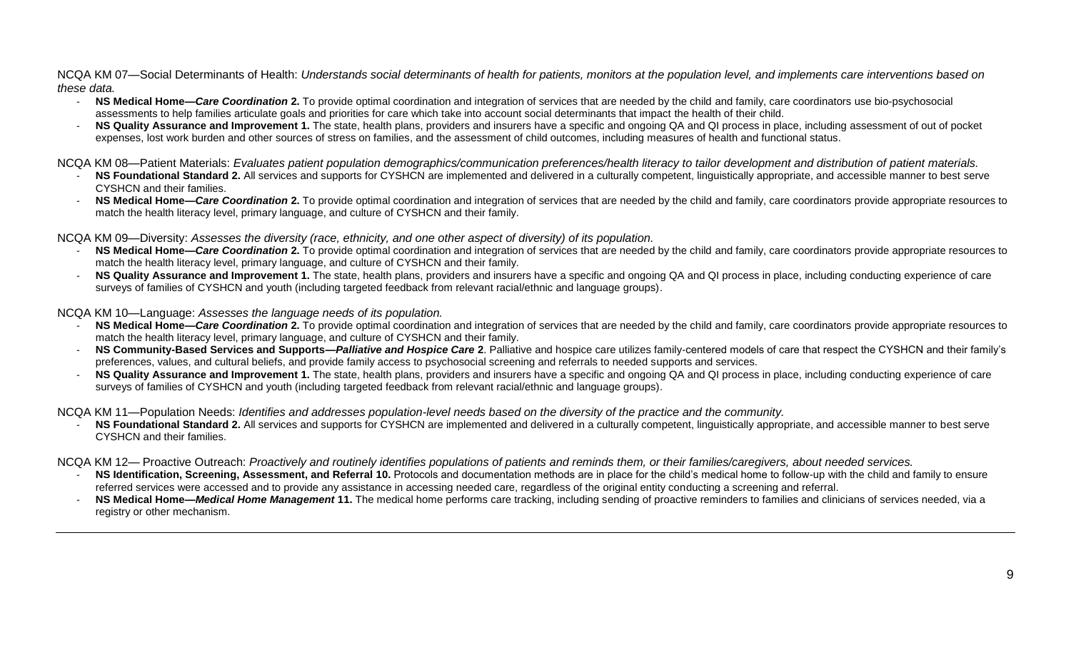NCQA KM 07—Social Determinants of Health: *Understands social determinants of health for patients, monitors at the population level, and implements care interventions based on these data.*

- **NS Medical Home—*Care Coordination* 2.** To provide optimal coordination and integration of services that are needed by the child and family, care coordinators use bio-psychosocial assessments to help families articulate goals and priorities for care which take into account social determinants that impact the health of their child.
- **NS Quality Assurance and Improvement 1.** The state, health plans, providers and insurers have a specific and ongoing QA and QI process in place, including assessment of out of pocket expenses, lost work burden and other sources of stress on families, and the assessment of child outcomes, including measures of health and functional status.

NCQA KM 08—Patient Materials: *Evaluates patient population demographics/communication preferences/health literacy to tailor development and distribution of patient materials.*

- **NS Foundational Standard 2.** All services and supports for CYSHCN are implemented and delivered in a culturally competent, linguistically appropriate, and accessible manner to best serve CYSHCN and their families.
- **NS Medical Home—*Care Coordination* 2.** To provide optimal coordination and integration of services that are needed by the child and family, care coordinators provide appropriate resources to match the health literacy level, primary language, and culture of CYSHCN and their family.

NCQA KM 09—Diversity: *Assesses the diversity (race, ethnicity, and one other aspect of diversity) of its population.*

- **NS Medical Home—*Care Coordination* 2.** To provide optimal coordination and integration of services that are needed by the child and family, care coordinators provide appropriate resources to match the health literacy level, primary language, and culture of CYSHCN and their family.
- **NS Quality Assurance and Improvement 1.** The state, health plans, providers and insurers have a specific and ongoing QA and QI process in place, including conducting experience of care surveys of families of CYSHCN and youth (including targeted feedback from relevant racial/ethnic and language groups).

NCQA KM 10—Language: *Assesses the language needs of its population.*

- **NS Medical Home—*Care Coordination* 2.** To provide optimal coordination and integration of services that are needed by the child and family, care coordinators provide appropriate resources to match the health literacy level, primary language, and culture of CYSHCN and their family.
- **NS Community-Based Services and Supports—*Palliative and Hospice Care* 2**. Palliative and hospice care utilizes family-centered models of care that respect the CYSHCN and their family's preferences, values, and cultural beliefs, and provide family access to psychosocial screening and referrals to needed supports and services.
- **NS Quality Assurance and Improvement 1.** The state, health plans, providers and insurers have a specific and ongoing QA and QI process in place, including conducting experience of care surveys of families of CYSHCN and youth (including targeted feedback from relevant racial/ethnic and language groups).

NCQA KM 11—Population Needs: *Identifies and addresses population-level needs based on the diversity of the practice and the community.*

- **NS Foundational Standard 2.** All services and supports for CYSHCN are implemented and delivered in a culturally competent, linguistically appropriate, and accessible manner to best serve CYSHCN and their families.

NCQA KM 12— Proactive Outreach: *Proactively and routinely identifies populations of patients and reminds them, or their families/caregivers, about needed services.*

- **NS Identification, Screening, Assessment, and Referral 10.** Protocols and documentation methods are in place for the child's medical home to follow-up with the child and family to ensure referred services were accessed and to provide any assistance in accessing needed care, regardless of the original entity conducting a screening and referral.
- **NS Medical Home—*Medical Home Management* 11.** The medical home performs care tracking, including sending of proactive reminders to families and clinicians of services needed, via a registry or other mechanism.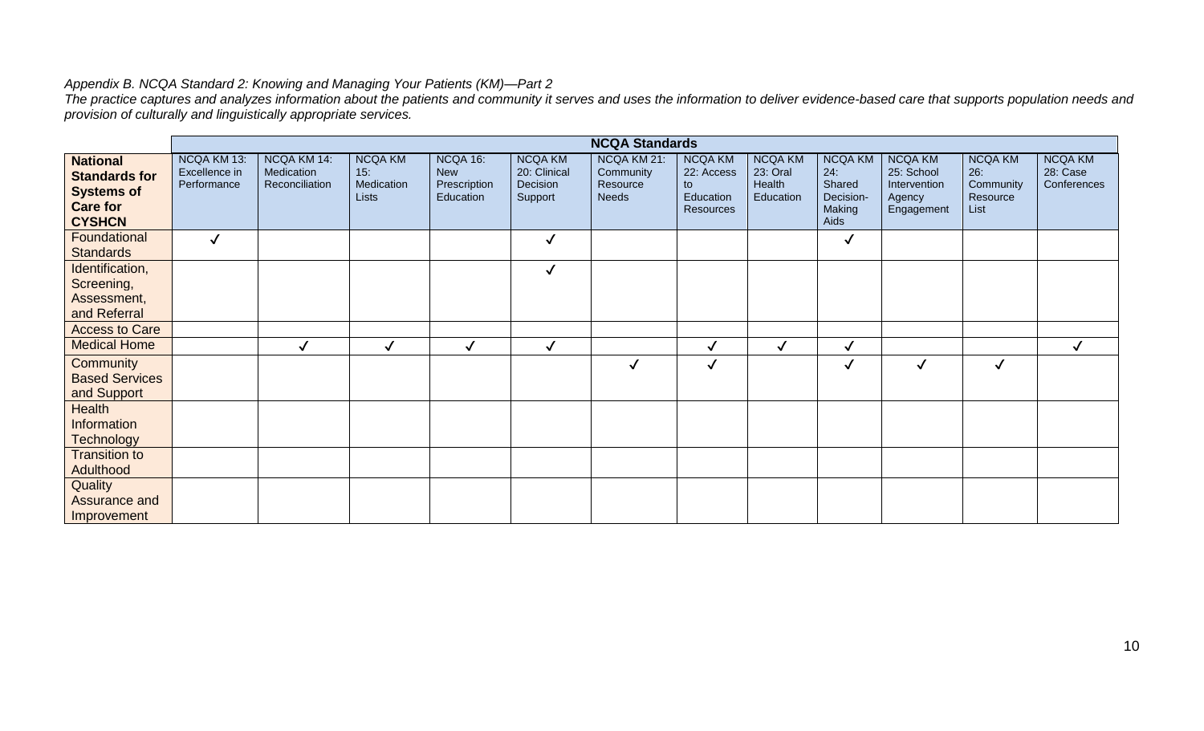*Appendix B. NCQA Standard 2: Knowing and Managing Your Patients (KM)—Part 2*

*The practice captures and analyzes information about the patients and community it serves and uses the information to deliver evidence-based care that supports population needs and provision of culturally and linguistically appropriate services.*

| | **NCQA Standards** | | | | | | | | | | | |
|---|---|---|---|---|---|---|---|---|---|---|---|---|
| **National Standards for Systems of Care for CYSHCN** | NCQA KM 13: Excellence in Performance | NCQA KM 14: Medication Reconciliation | NCQA KM 15: Medication Lists | NCQA 16: New Prescription Education | NCQA KM 20: Clinical Decision Support | NCQA KM 21: Community Resource Needs | NCQA KM 22: Access to Education Resources | NCQA KM 23: Oral Health Education | NCQA KM 24: Shared Decision-Making Aids | NCQA KM 25: School Intervention Agency Engagement | NCQA KM 26: Community Resource List | NCQA KM 28: Case Conferences |
| Foundational Standards | ✓ | | | | ✓ | | | | ✓ | | | |
| Identification, Screening, Assessment, and Referral | | | | | ✓ | | | | | | | |
| Access to Care | | | | | | | | | | | | |
| Medical Home | | ✓ | ✓ | ✓ | ✓ | | ✓ | ✓ | ✓ | | | ✓ |
| Community Based Services and Support | | | | | | ✓ | ✓ | | ✓ | ✓ | ✓ | |
| Health Information Technology | | | | | | | | | | | | |
| Transition to Adulthood | | | | | | | | | | | | |
| Quality Assurance and Improvement | | | | | | | | | | | | |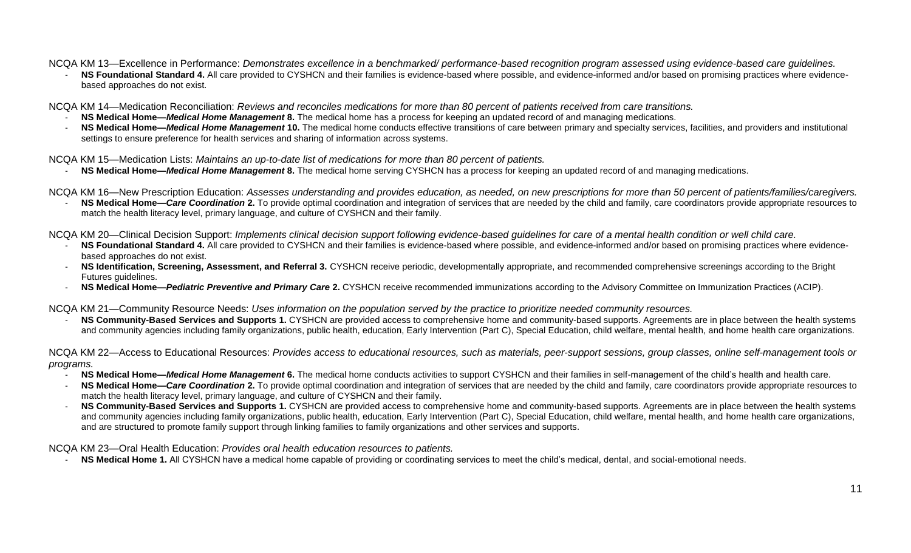NCQA KM 13—Excellence in Performance: *Demonstrates excellence in a benchmarked/ performance-based recognition program assessed using evidence-based care guidelines.*

- **NS Foundational Standard 4.** All care provided to CYSHCN and their families is evidence-based where possible, and evidence-informed and/or based on promising practices where evidence-based approaches do not exist.

NCQA KM 14—Medication Reconciliation: *Reviews and reconciles medications for more than 80 percent of patients received from care transitions.*

- **NS Medical Home—*Medical Home Management* 8.** The medical home has a process for keeping an updated record of and managing medications.
- **NS Medical Home—*Medical Home Management* 10.** The medical home conducts effective transitions of care between primary and specialty services, facilities, and providers and institutional settings to ensure preference for health services and sharing of information across systems.

NCQA KM 15—Medication Lists: *Maintains an up-to-date list of medications for more than 80 percent of patients.*

- **NS Medical Home—*Medical Home Management* 8.** The medical home serving CYSHCN has a process for keeping an updated record of and managing medications.

NCQA KM 16—New Prescription Education: *Assesses understanding and provides education, as needed, on new prescriptions for more than 50 percent of patients/families/caregivers.*

- **NS Medical Home—*Care Coordination* 2.** To provide optimal coordination and integration of services that are needed by the child and family, care coordinators provide appropriate resources to match the health literacy level, primary language, and culture of CYSHCN and their family.

NCQA KM 20—Clinical Decision Support: *Implements clinical decision support following evidence-based guidelines for care of a mental health condition or well child care.*

- **NS Foundational Standard 4.** All care provided to CYSHCN and their families is evidence-based where possible, and evidence-informed and/or based on promising practices where evidence-based approaches do not exist.
- **NS Identification, Screening, Assessment, and Referral 3.** CYSHCN receive periodic, developmentally appropriate, and recommended comprehensive screenings according to the Bright Futures guidelines.
- **NS Medical Home—*Pediatric Preventive and Primary Care* 2.** CYSHCN receive recommended immunizations according to the Advisory Committee on Immunization Practices (ACIP).

NCQA KM 21—Community Resource Needs: *Uses information on the population served by the practice to prioritize needed community resources.*

- **NS Community-Based Services and Supports 1.** CYSHCN are provided access to comprehensive home and community-based supports. Agreements are in place between the health systems and community agencies including family organizations, public health, education, Early Intervention (Part C), Special Education, child welfare, mental health, and home health care organizations.

NCQA KM 22—Access to Educational Resources: *Provides access to educational resources, such as materials, peer-support sessions, group classes, online self-management tools or programs.*

- **NS Medical Home—*Medical Home Management* 6.** The medical home conducts activities to support CYSHCN and their families in self-management of the child's health and health care.
- **NS Medical Home—*Care Coordination* 2.** To provide optimal coordination and integration of services that are needed by the child and family, care coordinators provide appropriate resources to match the health literacy level, primary language, and culture of CYSHCN and their family.
- **NS Community-Based Services and Supports 1.** CYSHCN are provided access to comprehensive home and community-based supports. Agreements are in place between the health systems and community agencies including family organizations, public health, education, Early Intervention (Part C), Special Education, child welfare, mental health, and home health care organizations, and are structured to promote family support through linking families to family organizations and other services and supports.

NCQA KM 23—Oral Health Education: *Provides oral health education resources to patients.*

- **NS Medical Home 1.** All CYSHCN have a medical home capable of providing or coordinating services to meet the child's medical, dental, and social-emotional needs.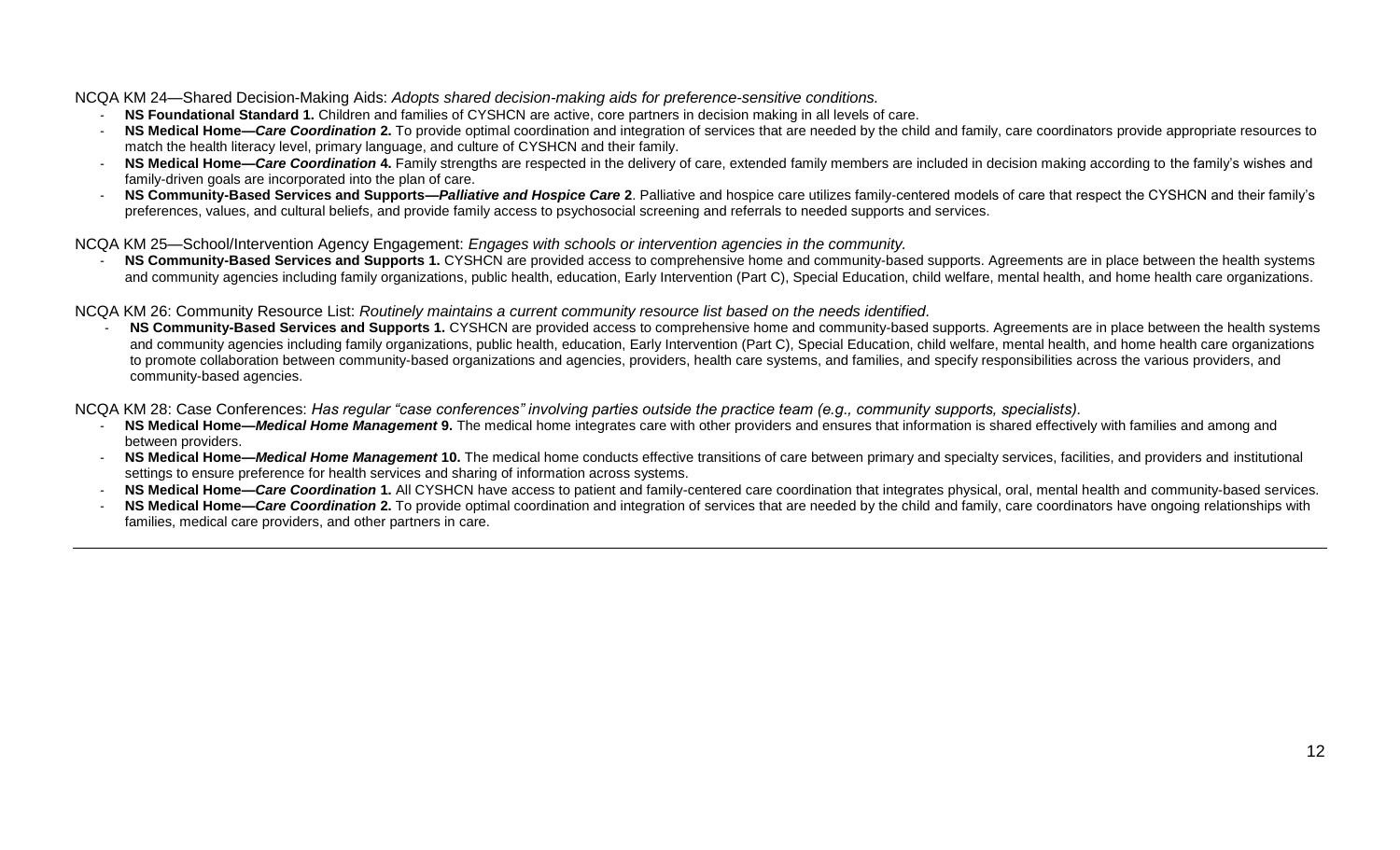NCQA KM 24—Shared Decision-Making Aids: *Adopts shared decision-making aids for preference-sensitive conditions.*

- **NS Foundational Standard 1.** Children and families of CYSHCN are active, core partners in decision making in all levels of care.
- **NS Medical Home—*Care Coordination* 2.** To provide optimal coordination and integration of services that are needed by the child and family, care coordinators provide appropriate resources to match the health literacy level, primary language, and culture of CYSHCN and their family.
- **NS Medical Home—*Care Coordination* 4.** Family strengths are respected in the delivery of care, extended family members are included in decision making according to the family's wishes and family-driven goals are incorporated into the plan of care.
- **NS Community-Based Services and Supports—*Palliative and Hospice Care* 2**. Palliative and hospice care utilizes family-centered models of care that respect the CYSHCN and their family's preferences, values, and cultural beliefs, and provide family access to psychosocial screening and referrals to needed supports and services.

NCQA KM 25—School/Intervention Agency Engagement: *Engages with schools or intervention agencies in the community.*

- **NS Community-Based Services and Supports 1.** CYSHCN are provided access to comprehensive home and community-based supports. Agreements are in place between the health systems and community agencies including family organizations, public health, education, Early Intervention (Part C), Special Education, child welfare, mental health, and home health care organizations.

NCQA KM 26: Community Resource List: *Routinely maintains a current community resource list based on the needs identified.*

- **NS Community-Based Services and Supports 1.** CYSHCN are provided access to comprehensive home and community-based supports. Agreements are in place between the health systems and community agencies including family organizations, public health, education, Early Intervention (Part C), Special Education, child welfare, mental health, and home health care organizations to promote collaboration between community-based organizations and agencies, providers, health care systems, and families, and specify responsibilities across the various providers, and community-based agencies.

NCQA KM 28: Case Conferences: *Has regular "case conferences" involving parties outside the practice team (e.g., community supports, specialists).*

- **NS Medical Home—*Medical Home Management* 9.** The medical home integrates care with other providers and ensures that information is shared effectively with families and among and between providers.
- **NS Medical Home—*Medical Home Management* 10.** The medical home conducts effective transitions of care between primary and specialty services, facilities, and providers and institutional settings to ensure preference for health services and sharing of information across systems.
- **NS Medical Home—*Care Coordination* 1.** All CYSHCN have access to patient and family-centered care coordination that integrates physical, oral, mental health and community-based services.
- **NS Medical Home—*Care Coordination* 2.** To provide optimal coordination and integration of services that are needed by the child and family, care coordinators have ongoing relationships with families, medical care providers, and other partners in care.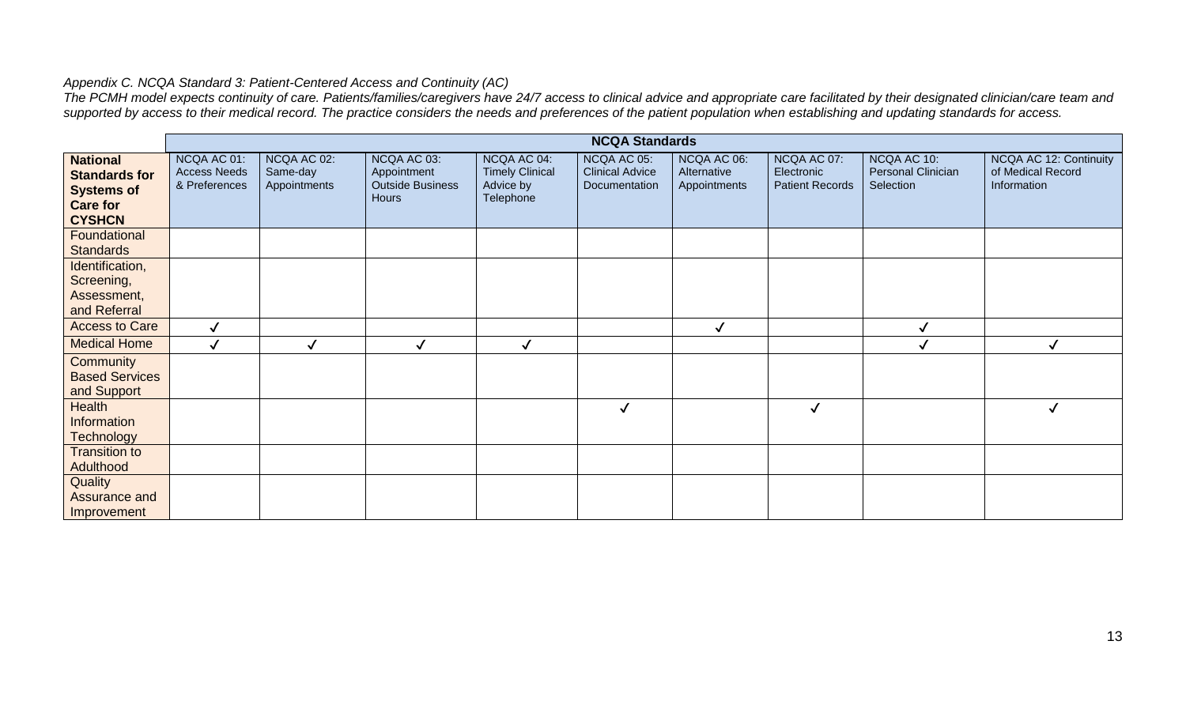*Appendix C. NCQA Standard 3: Patient-Centered Access and Continuity (AC)*

*The PCMH model expects continuity of care. Patients/families/caregivers have 24/7 access to clinical advice and appropriate care facilitated by their designated clinician/care team and supported by access to their medical record. The practice considers the needs and preferences of the patient population when establishing and updating standards for access.*

| | NCQA Standards | | | | | | | | |
|---|---|---|---|---|---|---|---|---|---|
| **National Standards for Systems of Care for CYSHCN** | NCQA AC 01: Access Needs & Preferences | NCQA AC 02: Same-day Appointments | NCQA AC 03: Appointment Outside Business Hours | NCQA AC 04: Timely Clinical Advice by Telephone | NCQA AC 05: Clinical Advice Documentation | NCQA AC 06: Alternative Appointments | NCQA AC 07: Electronic Patient Records | NCQA AC 10: Personal Clinician Selection | NCQA AC 12: Continuity of Medical Record Information |
| Foundational Standards | | | | | | | | | |
| Identification, Screening, Assessment, and Referral | | | | | | | | | |
| Access to Care | ✓ | | | | | ✓ | | ✓ | |
| Medical Home | ✓ | ✓ | ✓ | ✓ | | | | ✓ | ✓ |
| Community Based Services and Support | | | | | | | | | |
| Health Information Technology | | | | | ✓ | | ✓ | | ✓ |
| Transition to Adulthood | | | | | | | | | |
| Quality Assurance and Improvement | | | | | | | | | |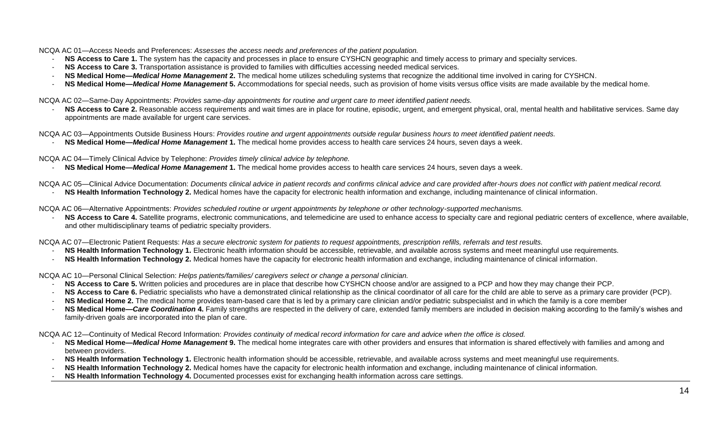NCQA AC 01—Access Needs and Preferences: *Assesses the access needs and preferences of the patient population.*

- **NS Access to Care 1.** The system has the capacity and processes in place to ensure CYSHCN geographic and timely access to primary and specialty services.
- **NS Access to Care 3.** Transportation assistance is provided to families with difficulties accessing needed medical services.
- **NS Medical Home—*Medical Home Management* 2.** The medical home utilizes scheduling systems that recognize the additional time involved in caring for CYSHCN.
- **NS Medical Home—*Medical Home Management* 5.** Accommodations for special needs, such as provision of home visits versus office visits are made available by the medical home.

NCQA AC 02—Same-Day Appointments: *Provides same-day appointments for routine and urgent care to meet identified patient needs.*

- **NS Access to Care 2.** Reasonable access requirements and wait times are in place for routine, episodic, urgent, and emergent physical, oral, mental health and habilitative services. Same day appointments are made available for urgent care services.

NCQA AC 03—Appointments Outside Business Hours: *Provides routine and urgent appointments outside regular business hours to meet identified patient needs.*

- **NS Medical Home—*Medical Home Management* 1.** The medical home provides access to health care services 24 hours, seven days a week.

NCQA AC 04—Timely Clinical Advice by Telephone: *Provides timely clinical advice by telephone.*

- **NS Medical Home—*Medical Home Management* 1.** The medical home provides access to health care services 24 hours, seven days a week.

NCQA AC 05—Clinical Advice Documentation: *Documents clinical advice in patient records and confirms clinical advice and care provided after-hours does not conflict with patient medical record.*

- **NS Health Information Technology 2.** Medical homes have the capacity for electronic health information and exchange, including maintenance of clinical information.

NCQA AC 06—Alternative Appointments: *Provides scheduled routine or urgent appointments by telephone or other technology-supported mechanisms.*

- **NS Access to Care 4.** Satellite programs, electronic communications, and telemedicine are used to enhance access to specialty care and regional pediatric centers of excellence, where available, and other multidisciplinary teams of pediatric specialty providers.

NCQA AC 07—Electronic Patient Requests: *Has a secure electronic system for patients to request appointments, prescription refills, referrals and test results.*

- **NS Health Information Technology 1.** Electronic health information should be accessible, retrievable, and available across systems and meet meaningful use requirements.
- **NS Health Information Technology 2.** Medical homes have the capacity for electronic health information and exchange, including maintenance of clinical information.

NCQA AC 10—Personal Clinical Selection: *Helps patients/families/ caregivers select or change a personal clinician.*

- **NS Access to Care 5.** Written policies and procedures are in place that describe how CYSHCN choose and/or are assigned to a PCP and how they may change their PCP.
- **NS Access to Care 6.** Pediatric specialists who have a demonstrated clinical relationship as the clinical coordinator of all care for the child are able to serve as a primary care provider (PCP).
- **NS Medical Home 2.** The medical home provides team-based care that is led by a primary care clinician and/or pediatric subspecialist and in which the family is a core member
- **NS Medical Home—*Care Coordination* 4.** Family strengths are respected in the delivery of care, extended family members are included in decision making according to the family's wishes and family-driven goals are incorporated into the plan of care.

NCQA AC 12—Continuity of Medical Record Information: *Provides continuity of medical record information for care and advice when the office is closed.*

- **NS Medical Home—*Medical Home Management* 9.** The medical home integrates care with other providers and ensures that information is shared effectively with families and among and between providers.
- **NS Health Information Technology 1.** Electronic health information should be accessible, retrievable, and available across systems and meet meaningful use requirements.
- **NS Health Information Technology 2.** Medical homes have the capacity for electronic health information and exchange, including maintenance of clinical information.
- **NS Health Information Technology 4.** Documented processes exist for exchanging health information across care settings.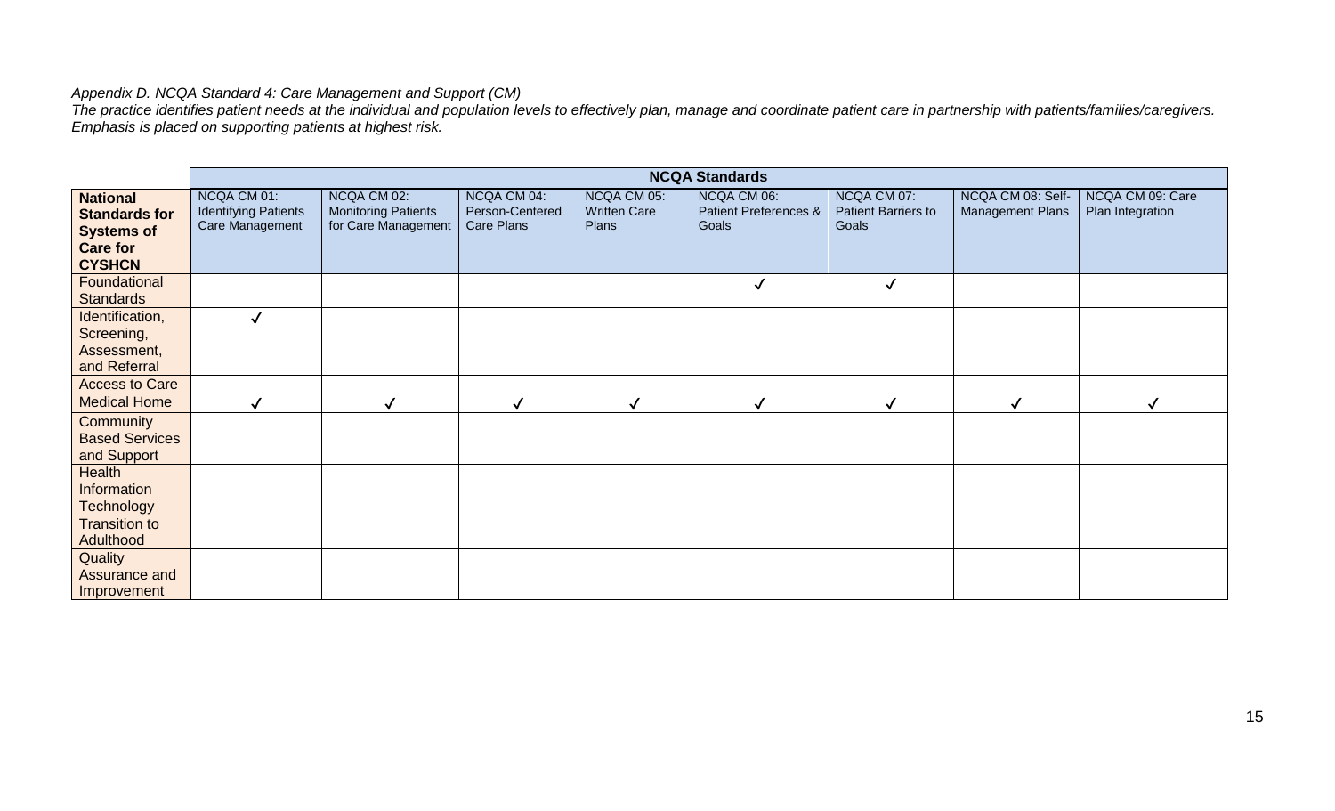*Appendix D. NCQA Standard 4: Care Management and Support (CM)*
*The practice identifies patient needs at the individual and population levels to effectively plan, manage and coordinate patient care in partnership with patients/families/caregivers. Emphasis is placed on supporting patients at highest risk.*

| | NCQA Standards | | | | | | | |
|---|---|---|---|---|---|---|---|---|
| **National Standards for Systems of Care for CYSHCN** | NCQA CM 01: Identifying Patients Care Management | NCQA CM 02: Monitoring Patients for Care Management | NCQA CM 04: Person-Centered Care Plans | NCQA CM 05: Written Care Plans | NCQA CM 06: Patient Preferences & Goals | NCQA CM 07: Patient Barriers to Goals | NCQA CM 08: Self-Management Plans | NCQA CM 09: Care Plan Integration |
| Foundational Standards | | | | | ✓ | ✓ | | |
| Identification, Screening, Assessment, and Referral | ✓ | | | | | | | |
| Access to Care | | | | | | | | |
| Medical Home | ✓ | ✓ | ✓ | ✓ | ✓ | ✓ | ✓ | ✓ |
| Community Based Services and Support | | | | | | | | |
| Health Information Technology | | | | | | | | |
| Transition to Adulthood | | | | | | | | |
| Quality Assurance and Improvement | | | | | | | | |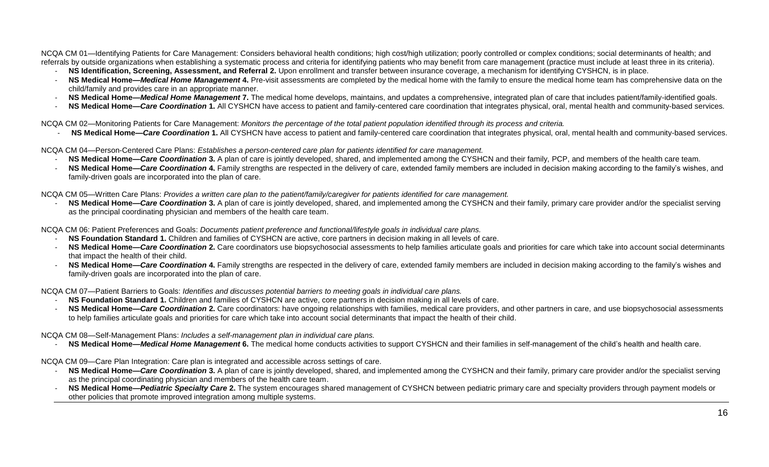NCQA CM 01—Identifying Patients for Care Management: Considers behavioral health conditions; high cost/high utilization; poorly controlled or complex conditions; social determinants of health; and referrals by outside organizations when establishing a systematic process and criteria for identifying patients who may benefit from care management (practice must include at least three in its criteria).

- **NS Identification, Screening, Assessment, and Referral 2.** Upon enrollment and transfer between insurance coverage, a mechanism for identifying CYSHCN, is in place.
- **NS Medical Home—*Medical Home Management* 4.** Pre-visit assessments are completed by the medical home with the family to ensure the medical home team has comprehensive data on the child/family and provides care in an appropriate manner.
- **NS Medical Home—*Medical Home Management* 7.** The medical home develops, maintains, and updates a comprehensive, integrated plan of care that includes patient/family-identified goals.
- **NS Medical Home—*Care Coordination* 1.** All CYSHCN have access to patient and family-centered care coordination that integrates physical, oral, mental health and community-based services.

NCQA CM 02—Monitoring Patients for Care Management: *Monitors the percentage of the total patient population identified through its process and criteria.*

- **NS Medical Home—*Care Coordination* 1.** All CYSHCN have access to patient and family-centered care coordination that integrates physical, oral, mental health and community-based services.

NCQA CM 04—Person-Centered Care Plans: *Establishes a person-centered care plan for patients identified for care management.*

- **NS Medical Home—*Care Coordination* 3.** A plan of care is jointly developed, shared, and implemented among the CYSHCN and their family, PCP, and members of the health care team.
- **NS Medical Home—*Care Coordination* 4.** Family strengths are respected in the delivery of care, extended family members are included in decision making according to the family's wishes, and family-driven goals are incorporated into the plan of care.

NCQA CM 05—Written Care Plans: *Provides a written care plan to the patient/family/caregiver for patients identified for care management.*

- **NS Medical Home—*Care Coordination* 3.** A plan of care is jointly developed, shared, and implemented among the CYSHCN and their family, primary care provider and/or the specialist serving as the principal coordinating physician and members of the health care team.

NCQA CM 06: Patient Preferences and Goals: *Documents patient preference and functional/lifestyle goals in individual care plans.*

- **NS Foundation Standard 1.** Children and families of CYSHCN are active, core partners in decision making in all levels of care.
- **NS Medical Home—*Care Coordination* 2.** Care coordinators use biopsychosocial assessments to help families articulate goals and priorities for care which take into account social determinants that impact the health of their child.
- **NS Medical Home—*Care Coordination* 4.** Family strengths are respected in the delivery of care, extended family members are included in decision making according to the family's wishes and family-driven goals are incorporated into the plan of care.

NCQA CM 07—Patient Barriers to Goals: *Identifies and discusses potential barriers to meeting goals in individual care plans.*

- **NS Foundation Standard 1.** Children and families of CYSHCN are active, core partners in decision making in all levels of care.
- **NS Medical Home—*Care Coordination* 2.** Care coordinators: have ongoing relationships with families, medical care providers, and other partners in care, and use biopsychosocial assessments to help families articulate goals and priorities for care which take into account social determinants that impact the health of their child.

NCQA CM 08—Self-Management Plans: *Includes a self-management plan in individual care plans.*

- **NS Medical Home—*Medical Home Management* 6.** The medical home conducts activities to support CYSHCN and their families in self-management of the child's health and health care.

NCQA CM 09—Care Plan Integration: Care plan is integrated and accessible across settings of care.

- **NS Medical Home—*Care Coordination* 3.** A plan of care is jointly developed, shared, and implemented among the CYSHCN and their family, primary care provider and/or the specialist serving as the principal coordinating physician and members of the health care team.
- **NS Medical Home—*Pediatric Specialty Care* 2.** The system encourages shared management of CYSHCN between pediatric primary care and specialty providers through payment models or other policies that promote improved integration among multiple systems.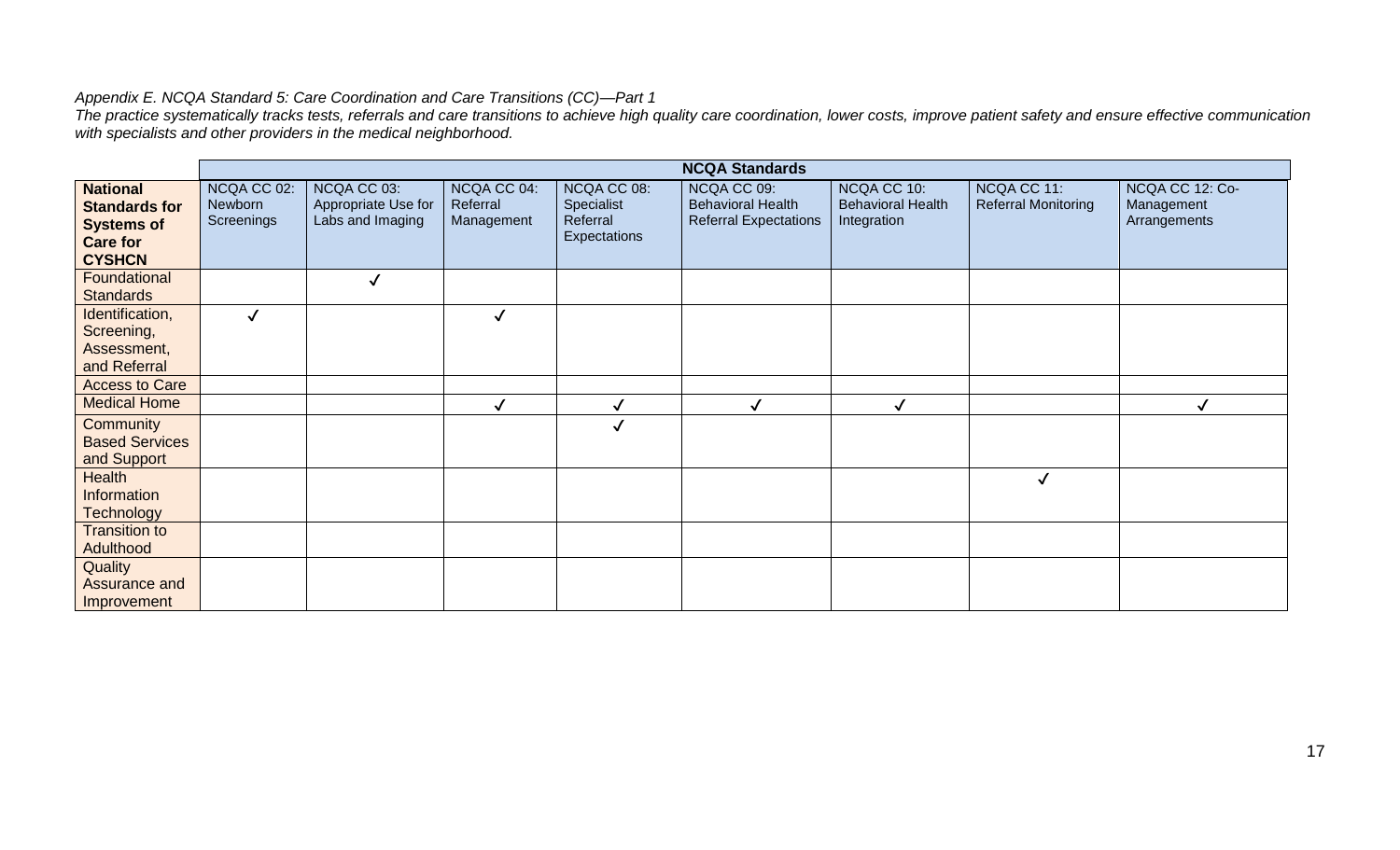*Appendix E. NCQA Standard 5: Care Coordination and Care Transitions (CC)—Part 1*

*The practice systematically tracks tests, referrals and care transitions to achieve high quality care coordination, lower costs, improve patient safety and ensure effective communication with specialists and other providers in the medical neighborhood.*

| | **NCQA Standards** | | | | | | | |
|---|---|---|---|---|---|---|---|---|
| **National Standards for Systems of Care for CYSHCN** | NCQA CC 02: Newborn Screenings | NCQA CC 03: Appropriate Use for Labs and Imaging | NCQA CC 04: Referral Management | NCQA CC 08: Specialist Referral Expectations | NCQA CC 09: Behavioral Health Referral Expectations | NCQA CC 10: Behavioral Health Integration | NCQA CC 11: Referral Monitoring | NCQA CC 12: Co-Management Arrangements |
| Foundational Standards | | ✓ | | | | | | |
| Identification, Screening, Assessment, and Referral | ✓ | | ✓ | | | | | |
| Access to Care | | | | | | | | |
| Medical Home | | | ✓ | ✓ | ✓ | ✓ | | ✓ |
| Community Based Services and Support | | | | ✓ | | | | |
| Health Information Technology | | | | | | | ✓ | |
| Transition to Adulthood | | | | | | | | |
| Quality Assurance and Improvement | | | | | | | | |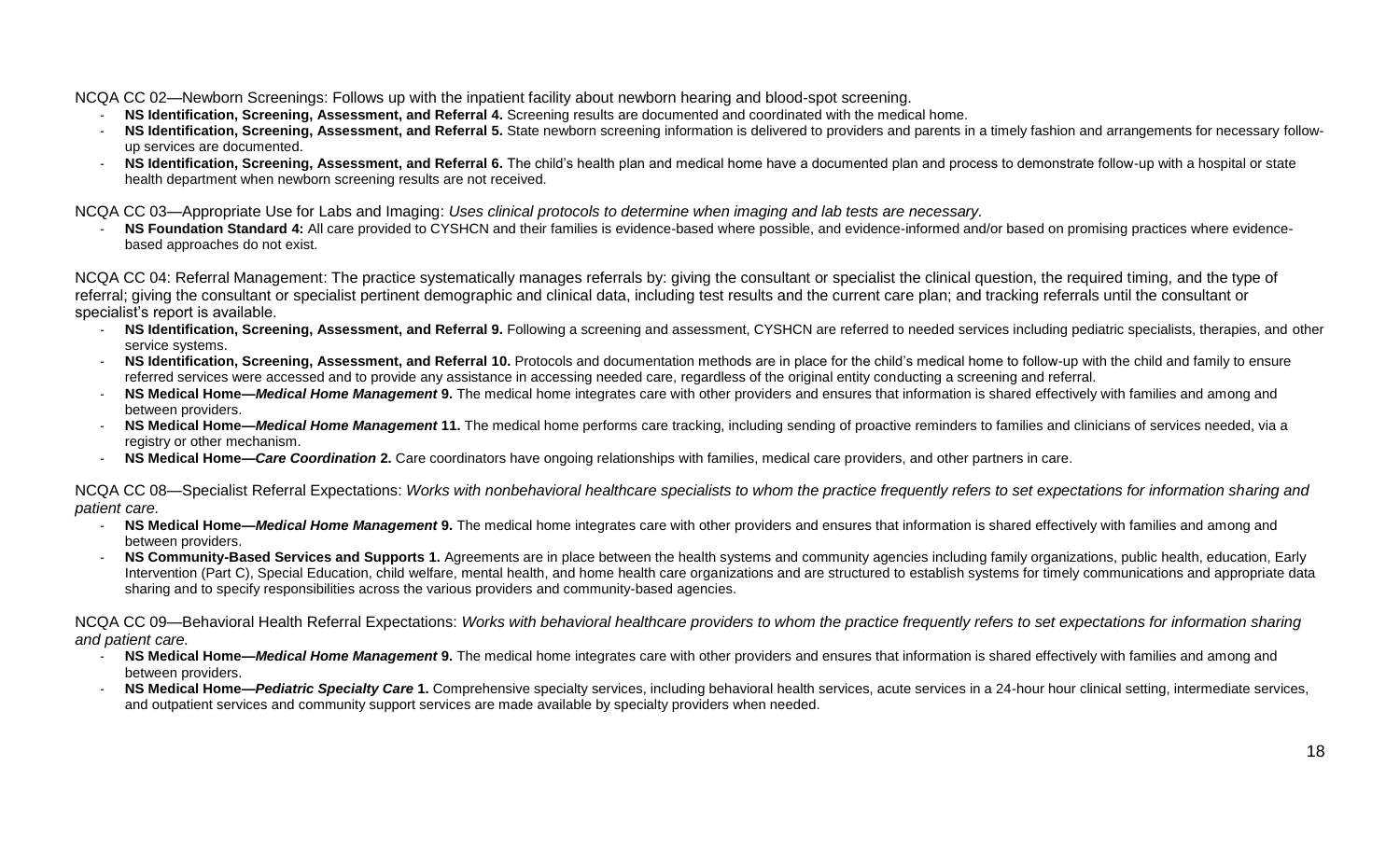NCQA CC 02—Newborn Screenings: Follows up with the inpatient facility about newborn hearing and blood-spot screening.

- **NS Identification, Screening, Assessment, and Referral 4.** Screening results are documented and coordinated with the medical home.
- **NS Identification, Screening, Assessment, and Referral 5.** State newborn screening information is delivered to providers and parents in a timely fashion and arrangements for necessary follow-up services are documented.
- **NS Identification, Screening, Assessment, and Referral 6.** The child's health plan and medical home have a documented plan and process to demonstrate follow-up with a hospital or state health department when newborn screening results are not received.

NCQA CC 03—Appropriate Use for Labs and Imaging: *Uses clinical protocols to determine when imaging and lab tests are necessary.*

- **NS Foundation Standard 4:** All care provided to CYSHCN and their families is evidence-based where possible, and evidence-informed and/or based on promising practices where evidence-based approaches do not exist.

NCQA CC 04: Referral Management: The practice systematically manages referrals by: giving the consultant or specialist the clinical question, the required timing, and the type of referral; giving the consultant or specialist pertinent demographic and clinical data, including test results and the current care plan; and tracking referrals until the consultant or specialist's report is available.

- **NS Identification, Screening, Assessment, and Referral 9.** Following a screening and assessment, CYSHCN are referred to needed services including pediatric specialists, therapies, and other service systems.
- **NS Identification, Screening, Assessment, and Referral 10.** Protocols and documentation methods are in place for the child's medical home to follow-up with the child and family to ensure referred services were accessed and to provide any assistance in accessing needed care, regardless of the original entity conducting a screening and referral.
- **NS Medical Home—*Medical Home Management* 9.** The medical home integrates care with other providers and ensures that information is shared effectively with families and among and between providers.
- **NS Medical Home—*Medical Home Management* 11.** The medical home performs care tracking, including sending of proactive reminders to families and clinicians of services needed, via a registry or other mechanism.
- **NS Medical Home—*Care Coordination* 2.** Care coordinators have ongoing relationships with families, medical care providers, and other partners in care.

NCQA CC 08—Specialist Referral Expectations: *Works with nonbehavioral healthcare specialists to whom the practice frequently refers to set expectations for information sharing and patient care.*

- **NS Medical Home—*Medical Home Management* 9.** The medical home integrates care with other providers and ensures that information is shared effectively with families and among and between providers.
- **NS Community-Based Services and Supports 1.** Agreements are in place between the health systems and community agencies including family organizations, public health, education, Early Intervention (Part C), Special Education, child welfare, mental health, and home health care organizations and are structured to establish systems for timely communications and appropriate data sharing and to specify responsibilities across the various providers and community-based agencies.

NCQA CC 09—Behavioral Health Referral Expectations: *Works with behavioral healthcare providers to whom the practice frequently refers to set expectations for information sharing and patient care.*

- **NS Medical Home—*Medical Home Management* 9.** The medical home integrates care with other providers and ensures that information is shared effectively with families and among and between providers.
- **NS Medical Home—*Pediatric Specialty Care* 1.** Comprehensive specialty services, including behavioral health services, acute services in a 24-hour hour clinical setting, intermediate services, and outpatient services and community support services are made available by specialty providers when needed.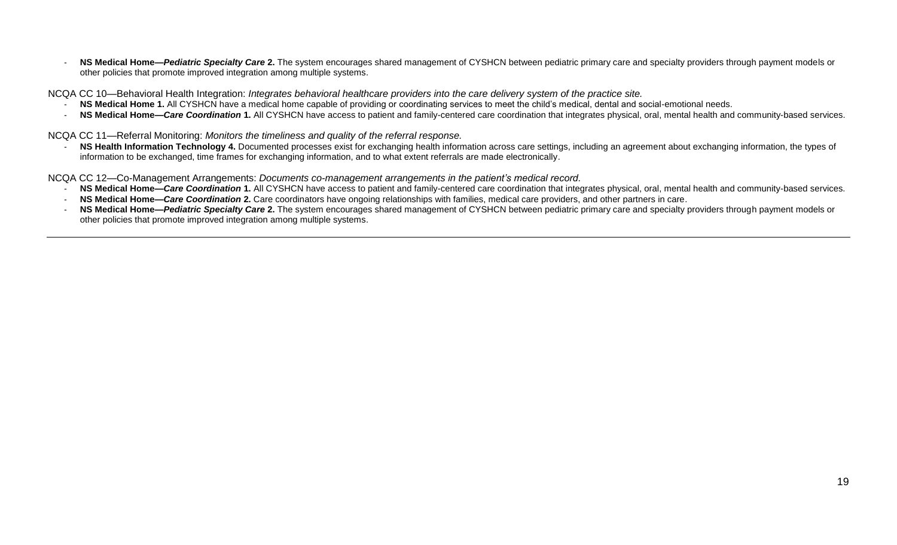- **NS Medical Home—*Pediatric Specialty Care* 2.** The system encourages shared management of CYSHCN between pediatric primary care and specialty providers through payment models or other policies that promote improved integration among multiple systems.

NCQA CC 10—Behavioral Health Integration: *Integrates behavioral healthcare providers into the care delivery system of the practice site.*

- **NS Medical Home 1.** All CYSHCN have a medical home capable of providing or coordinating services to meet the child's medical, dental and social-emotional needs.
- **NS Medical Home—*Care Coordination* 1.** All CYSHCN have access to patient and family-centered care coordination that integrates physical, oral, mental health and community-based services.

NCQA CC 11—Referral Monitoring: *Monitors the timeliness and quality of the referral response.*

- **NS Health Information Technology 4.** Documented processes exist for exchanging health information across care settings, including an agreement about exchanging information, the types of information to be exchanged, time frames for exchanging information, and to what extent referrals are made electronically.

NCQA CC 12—Co-Management Arrangements: *Documents co-management arrangements in the patient's medical record.*

- **NS Medical Home—*Care Coordination* 1.** All CYSHCN have access to patient and family-centered care coordination that integrates physical, oral, mental health and community-based services.
- **NS Medical Home—*Care Coordination* 2.** Care coordinators have ongoing relationships with families, medical care providers, and other partners in care.
- **NS Medical Home—*Pediatric Specialty Care* 2.** The system encourages shared management of CYSHCN between pediatric primary care and specialty providers through payment models or other policies that promote improved integration among multiple systems.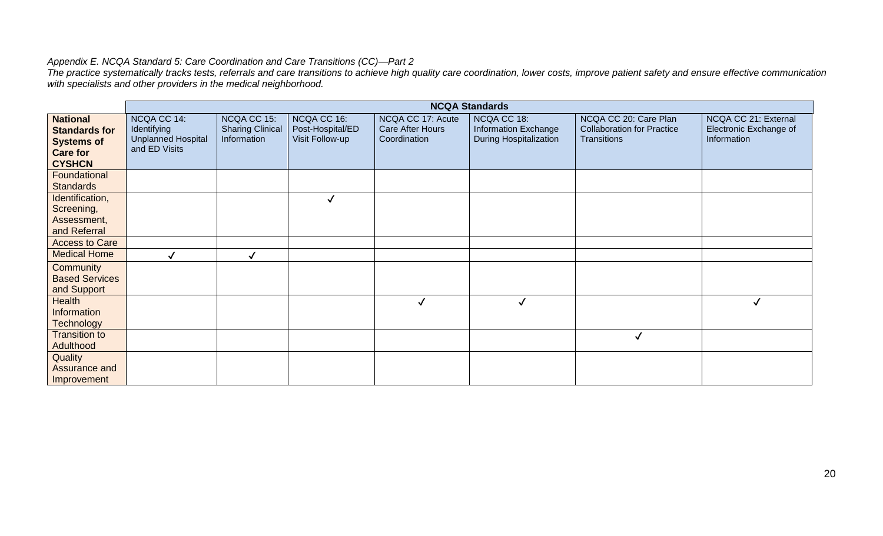*Appendix E. NCQA Standard 5: Care Coordination and Care Transitions (CC)—Part 2*
*The practice systematically tracks tests, referrals and care transitions to achieve high quality care coordination, lower costs, improve patient safety and ensure effective communication with specialists and other providers in the medical neighborhood.*

| | NCQA Standards | | | | | | |
|---|---|---|---|---|---|---|---|
| **National Standards for Systems of Care for CYSHCN** | NCQA CC 14: Identifying Unplanned Hospital and ED Visits | NCQA CC 15: Sharing Clinical Information | NCQA CC 16: Post-Hospital/ED Visit Follow-up | NCQA CC 17: Acute Care After Hours Coordination | NCQA CC 18: Information Exchange During Hospitalization | NCQA CC 20: Care Plan Collaboration for Practice Transitions | NCQA CC 21: External Electronic Exchange of Information |
| Foundational Standards | | | | | | | |
| Identification, Screening, Assessment, and Referral | | | ✓ | | | | |
| Access to Care | | | | | | | |
| Medical Home | ✓ | ✓ | | | | | |
| Community Based Services and Support | | | | | | | |
| Health Information Technology | | | | ✓ | ✓ | | ✓ |
| Transition to Adulthood | | | | | | ✓ | |
| Quality Assurance and Improvement | | | | | | | |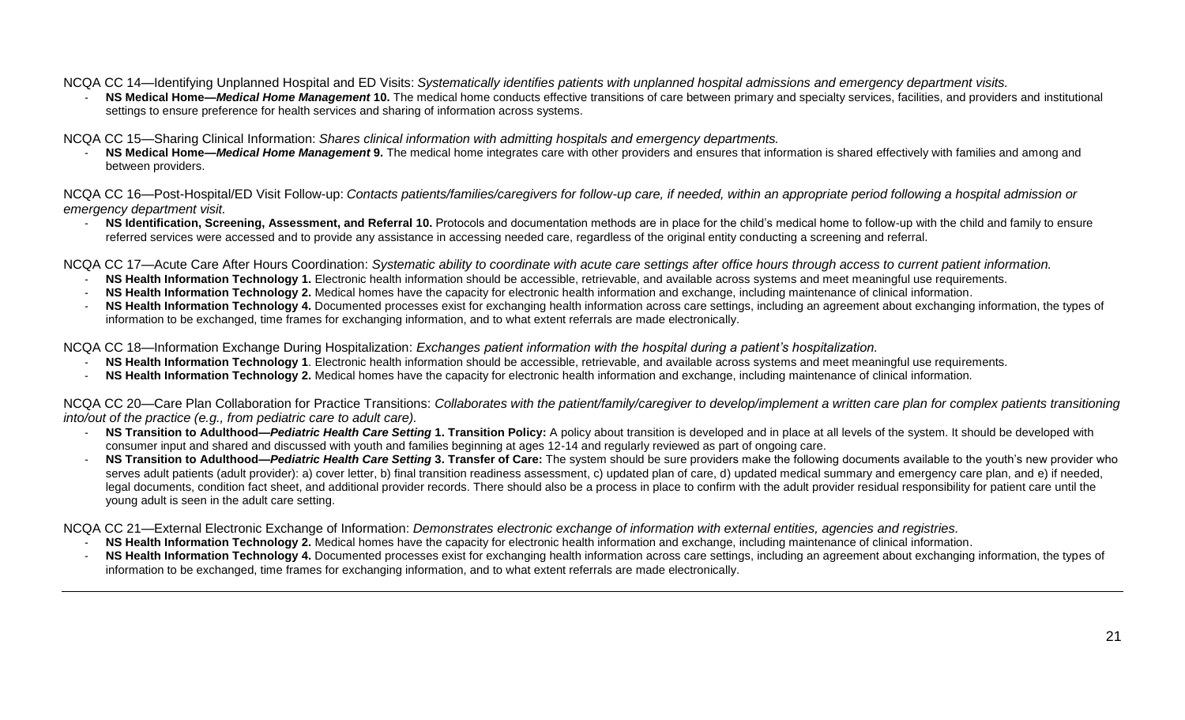NCQA CC 14—Identifying Unplanned Hospital and ED Visits: *Systematically identifies patients with unplanned hospital admissions and emergency department visits.*

- **NS Medical Home—*Medical Home Management* 10.** The medical home conducts effective transitions of care between primary and specialty services, facilities, and providers and institutional settings to ensure preference for health services and sharing of information across systems.

NCQA CC 15—Sharing Clinical Information: *Shares clinical information with admitting hospitals and emergency departments.*

- **NS Medical Home—*Medical Home Management* 9.** The medical home integrates care with other providers and ensures that information is shared effectively with families and among and between providers.

NCQA CC 16—Post-Hospital/ED Visit Follow-up: *Contacts patients/families/caregivers for follow-up care, if needed, within an appropriate period following a hospital admission or emergency department visit.*

- **NS Identification, Screening, Assessment, and Referral 10.** Protocols and documentation methods are in place for the child's medical home to follow-up with the child and family to ensure referred services were accessed and to provide any assistance in accessing needed care, regardless of the original entity conducting a screening and referral.

NCQA CC 17—Acute Care After Hours Coordination: *Systematic ability to coordinate with acute care settings after office hours through access to current patient information.*

- **NS Health Information Technology 1.** Electronic health information should be accessible, retrievable, and available across systems and meet meaningful use requirements.
- **NS Health Information Technology 2.** Medical homes have the capacity for electronic health information and exchange, including maintenance of clinical information.
- **NS Health Information Technology 4.** Documented processes exist for exchanging health information across care settings, including an agreement about exchanging information, the types of information to be exchanged, time frames for exchanging information, and to what extent referrals are made electronically.

NCQA CC 18—Information Exchange During Hospitalization: *Exchanges patient information with the hospital during a patient's hospitalization.*

- **NS Health Information Technology 1**. Electronic health information should be accessible, retrievable, and available across systems and meet meaningful use requirements.
- **NS Health Information Technology 2.** Medical homes have the capacity for electronic health information and exchange, including maintenance of clinical information.

NCQA CC 20—Care Plan Collaboration for Practice Transitions: *Collaborates with the patient/family/caregiver to develop/implement a written care plan for complex patients transitioning into/out of the practice (e.g., from pediatric care to adult care).*

- **NS Transition to Adulthood—*Pediatric Health Care Setting* 1. Transition Policy:** A policy about transition is developed and in place at all levels of the system. It should be developed with consumer input and shared and discussed with youth and families beginning at ages 12-14 and regularly reviewed as part of ongoing care.
- **NS Transition to Adulthood—*Pediatric Health Care Setting* 3. Transfer of Care:** The system should be sure providers make the following documents available to the youth's new provider who serves adult patients (adult provider): a) cover letter, b) final transition readiness assessment, c) updated plan of care, d) updated medical summary and emergency care plan, and e) if needed, legal documents, condition fact sheet, and additional provider records. There should also be a process in place to confirm with the adult provider residual responsibility for patient care until the young adult is seen in the adult care setting.

NCQA CC 21—External Electronic Exchange of Information: *Demonstrates electronic exchange of information with external entities, agencies and registries.*

- **NS Health Information Technology 2.** Medical homes have the capacity for electronic health information and exchange, including maintenance of clinical information.
- **NS Health Information Technology 4.** Documented processes exist for exchanging health information across care settings, including an agreement about exchanging information, the types of information to be exchanged, time frames for exchanging information, and to what extent referrals are made electronically.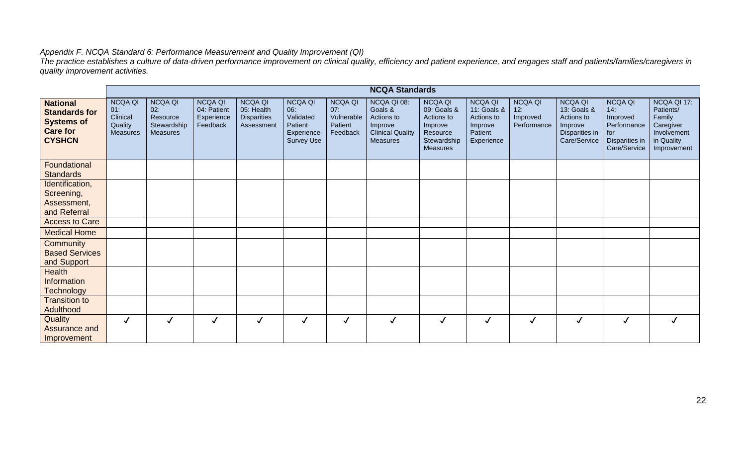*Appendix F. NCQA Standard 6: Performance Measurement and Quality Improvement (QI)*

*The practice establishes a culture of data-driven performance improvement on clinical quality, efficiency and patient experience, and engages staff and patients/families/caregivers in quality improvement activities.*

| | NCQA Standards | | | | | | | | | | | | |
|---|---|---|---|---|---|---|---|---|---|---|---|---|---|
| **National Standards for Systems of Care for CYSHCN** | NCQA QI 01: Clinical Quality Measures | NCQA QI 02: Resource Stewardship Measures | NCQA QI 04: Patient Experience Feedback | NCQA QI 05: Health Disparities Assessment | NCQA QI 06: Validated Patient Experience Survey Use | NCQA QI 07: Vulnerable Patient Feedback | NCQA QI 08: Goals & Actions to Improve Clinical Quality Measures | NCQA QI 09: Goals & Actions to Improve Resource Stewardship Measures | NCQA QI 11: Goals & Actions to Improve Patient Experience | NCQA QI 12: Improved Performance | NCQA QI 13: Goals & Actions to Improve Disparities in Care/Service | NCQA QI 14: Improved Performance for Disparities in Care/Service | NCQA QI 17: Patients/ Family Caregiver Involvement in Quality Improvement |
| Foundational Standards | | | | | | | | | | | | | |
| Identification, Screening, Assessment, and Referral | | | | | | | | | | | | | |
| Access to Care | | | | | | | | | | | | | |
| Medical Home | | | | | | | | | | | | | |
| Community Based Services and Support | | | | | | | | | | | | | |
| Health Information Technology | | | | | | | | | | | | | |
| Transition to Adulthood | | | | | | | | | | | | | |
| Quality Assurance and Improvement | ✓ | ✓ | ✓ | ✓ | ✓ | ✓ | ✓ | ✓ | ✓ | ✓ | ✓ | ✓ | ✓ |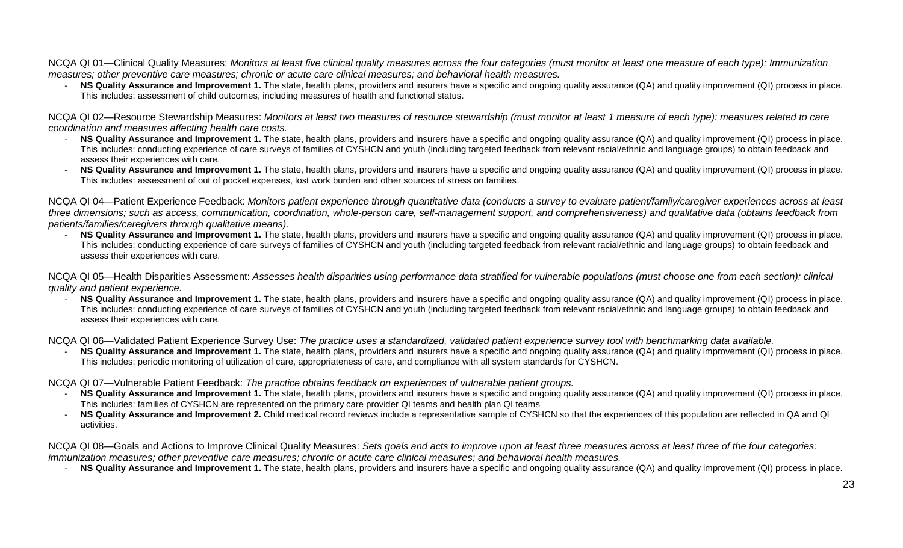NCQA QI 01—Clinical Quality Measures: *Monitors at least five clinical quality measures across the four categories (must monitor at least one measure of each type); Immunization measures; other preventive care measures; chronic or acute care clinical measures; and behavioral health measures.*

- **NS Quality Assurance and Improvement 1.** The state, health plans, providers and insurers have a specific and ongoing quality assurance (QA) and quality improvement (QI) process in place. This includes: assessment of child outcomes, including measures of health and functional status.

NCQA QI 02—Resource Stewardship Measures: *Monitors at least two measures of resource stewardship (must monitor at least 1 measure of each type): measures related to care coordination and measures affecting health care costs.*

- **NS Quality Assurance and Improvement 1.** The state, health plans, providers and insurers have a specific and ongoing quality assurance (QA) and quality improvement (QI) process in place. This includes: conducting experience of care surveys of families of CYSHCN and youth (including targeted feedback from relevant racial/ethnic and language groups) to obtain feedback and assess their experiences with care.
- **NS Quality Assurance and Improvement 1.** The state, health plans, providers and insurers have a specific and ongoing quality assurance (QA) and quality improvement (QI) process in place. This includes: assessment of out of pocket expenses, lost work burden and other sources of stress on families.

NCQA QI 04—Patient Experience Feedback: *Monitors patient experience through quantitative data (conducts a survey to evaluate patient/family/caregiver experiences across at least three dimensions; such as access, communication, coordination, whole-person care, self-management support, and comprehensiveness) and qualitative data (obtains feedback from patients/families/caregivers through qualitative means).*

- **NS Quality Assurance and Improvement 1.** The state, health plans, providers and insurers have a specific and ongoing quality assurance (QA) and quality improvement (QI) process in place. This includes: conducting experience of care surveys of families of CYSHCN and youth (including targeted feedback from relevant racial/ethnic and language groups) to obtain feedback and assess their experiences with care.

NCQA QI 05—Health Disparities Assessment: *Assesses health disparities using performance data stratified for vulnerable populations (must choose one from each section): clinical quality and patient experience.*

- **NS Quality Assurance and Improvement 1.** The state, health plans, providers and insurers have a specific and ongoing quality assurance (QA) and quality improvement (QI) process in place. This includes: conducting experience of care surveys of families of CYSHCN and youth (including targeted feedback from relevant racial/ethnic and language groups) to obtain feedback and assess their experiences with care.

NCQA QI 06—Validated Patient Experience Survey Use: *The practice uses a standardized, validated patient experience survey tool with benchmarking data available.*

- **NS Quality Assurance and Improvement 1.** The state, health plans, providers and insurers have a specific and ongoing quality assurance (QA) and quality improvement (QI) process in place. This includes: periodic monitoring of utilization of care, appropriateness of care, and compliance with all system standards for CYSHCN.

NCQA QI 07—Vulnerable Patient Feedback: *The practice obtains feedback on experiences of vulnerable patient groups.*

- **NS Quality Assurance and Improvement 1.** The state, health plans, providers and insurers have a specific and ongoing quality assurance (QA) and quality improvement (QI) process in place. This includes: families of CYSHCN are represented on the primary care provider QI teams and health plan QI teams
- **NS Quality Assurance and Improvement 2.** Child medical record reviews include a representative sample of CYSHCN so that the experiences of this population are reflected in QA and QI activities.

NCQA QI 08—Goals and Actions to Improve Clinical Quality Measures: *Sets goals and acts to improve upon at least three measures across at least three of the four categories: immunization measures; other preventive care measures; chronic or acute care clinical measures; and behavioral health measures.*

- **NS Quality Assurance and Improvement 1.** The state, health plans, providers and insurers have a specific and ongoing quality assurance (QA) and quality improvement (QI) process in place.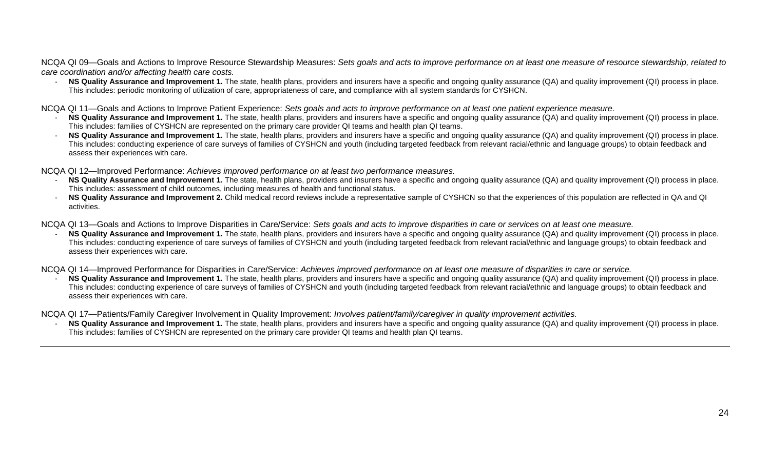NCQA QI 09—Goals and Actions to Improve Resource Stewardship Measures: *Sets goals and acts to improve performance on at least one measure of resource stewardship, related to care coordination and/or affecting health care costs.*

- **NS Quality Assurance and Improvement 1.** The state, health plans, providers and insurers have a specific and ongoing quality assurance (QA) and quality improvement (QI) process in place. This includes: periodic monitoring of utilization of care, appropriateness of care, and compliance with all system standards for CYSHCN.

NCQA QI 11—Goals and Actions to Improve Patient Experience: *Sets goals and acts to improve performance on at least one patient experience measure.*

- **NS Quality Assurance and Improvement 1.** The state, health plans, providers and insurers have a specific and ongoing quality assurance (QA) and quality improvement (QI) process in place. This includes: families of CYSHCN are represented on the primary care provider QI teams and health plan QI teams.
- **NS Quality Assurance and Improvement 1.** The state, health plans, providers and insurers have a specific and ongoing quality assurance (QA) and quality improvement (QI) process in place. This includes: conducting experience of care surveys of families of CYSHCN and youth (including targeted feedback from relevant racial/ethnic and language groups) to obtain feedback and assess their experiences with care.

NCQA QI 12—Improved Performance: *Achieves improved performance on at least two performance measures.*

- **NS Quality Assurance and Improvement 1.** The state, health plans, providers and insurers have a specific and ongoing quality assurance (QA) and quality improvement (QI) process in place. This includes: assessment of child outcomes, including measures of health and functional status.
- **NS Quality Assurance and Improvement 2.** Child medical record reviews include a representative sample of CYSHCN so that the experiences of this population are reflected in QA and QI activities.

NCQA QI 13—Goals and Actions to Improve Disparities in Care/Service: *Sets goals and acts to improve disparities in care or services on at least one measure.*

- **NS Quality Assurance and Improvement 1.** The state, health plans, providers and insurers have a specific and ongoing quality assurance (QA) and quality improvement (QI) process in place. This includes: conducting experience of care surveys of families of CYSHCN and youth (including targeted feedback from relevant racial/ethnic and language groups) to obtain feedback and assess their experiences with care.

NCQA QI 14—Improved Performance for Disparities in Care/Service: *Achieves improved performance on at least one measure of disparities in care or service.*

- **NS Quality Assurance and Improvement 1.** The state, health plans, providers and insurers have a specific and ongoing quality assurance (QA) and quality improvement (QI) process in place. This includes: conducting experience of care surveys of families of CYSHCN and youth (including targeted feedback from relevant racial/ethnic and language groups) to obtain feedback and assess their experiences with care.

NCQA QI 17—Patients/Family Caregiver Involvement in Quality Improvement: *Involves patient/family/caregiver in quality improvement activities.*

- **NS Quality Assurance and Improvement 1.** The state, health plans, providers and insurers have a specific and ongoing quality assurance (QA) and quality improvement (QI) process in place. This includes: families of CYSHCN are represented on the primary care provider QI teams and health plan QI teams.